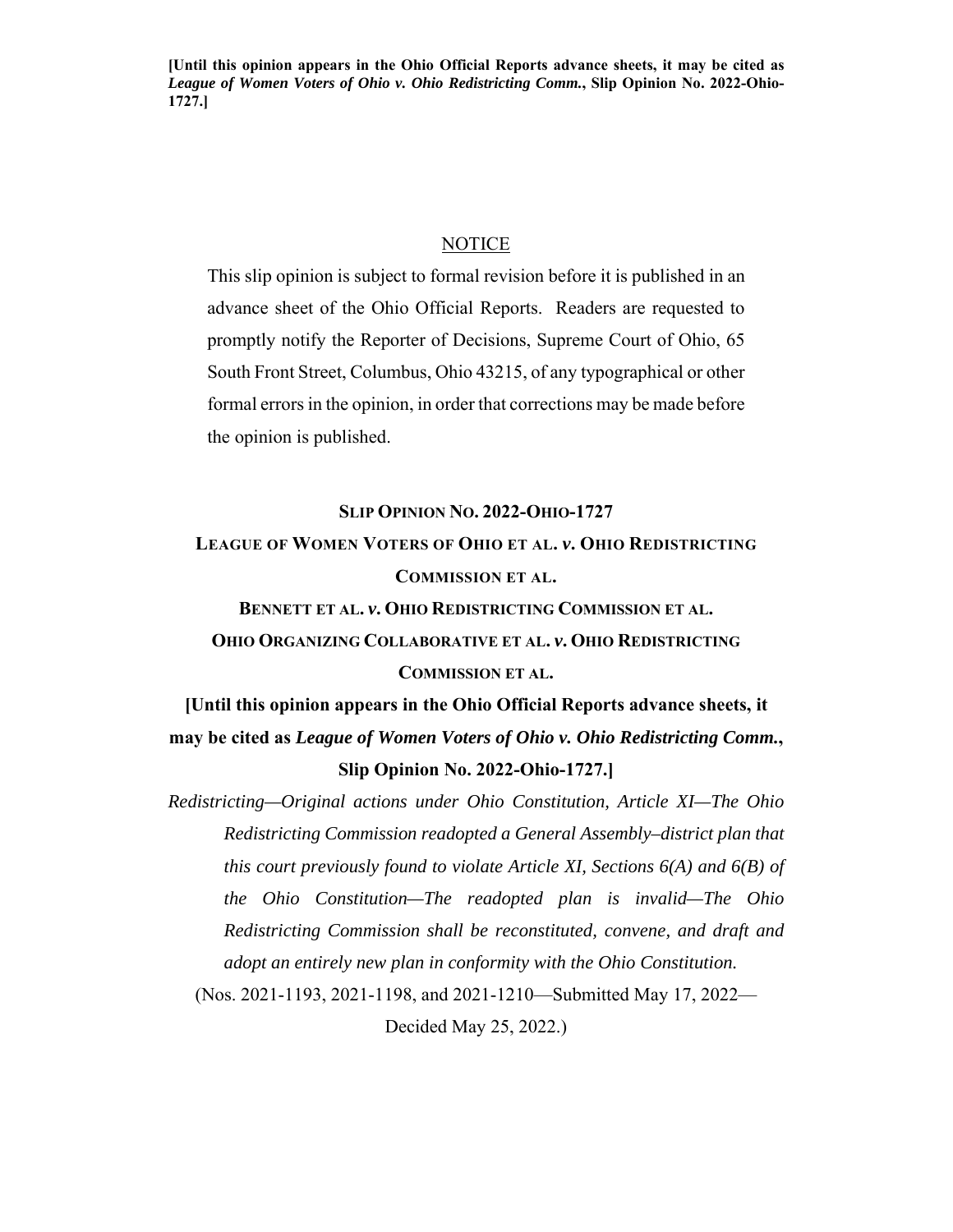**[Until this opinion appears in the Ohio Official Reports advance sheets, it may be cited as *League of Women Voters of Ohio v. Ohio Redistricting Comm.*, Slip Opinion No. 2022-Ohio-1727.]**

NOTICE

This slip opinion is subject to formal revision before it is published in an advance sheet of the Ohio Official Reports. Readers are requested to promptly notify the Reporter of Decisions, Supreme Court of Ohio, 65 South Front Street, Columbus, Ohio 43215, of any typographical or other formal errors in the opinion, in order that corrections may be made before the opinion is published.

**SLIP OPINION NO. 2022-OHIO-1727**

**LEAGUE OF WOMEN VOTERS OF OHIO ET AL. *v.* OHIO REDISTRICTING COMMISSION ET AL.**

**BENNETT ET AL. *v.* OHIO REDISTRICTING COMMISSION ET AL.**

**OHIO ORGANIZING COLLABORATIVE ET AL. *v.* OHIO REDISTRICTING COMMISSION ET AL.**

**[Until this opinion appears in the Ohio Official Reports advance sheets, it may be cited as *League of Women Voters of Ohio v. Ohio Redistricting Comm.*, Slip Opinion No. 2022-Ohio-1727.]**

*Redistricting—Original actions under Ohio Constitution, Article XI—The Ohio Redistricting Commission readopted a General Assembly–district plan that this court previously found to violate Article XI, Sections 6(A) and 6(B) of the Ohio Constitution—The readopted plan is invalid—The Ohio Redistricting Commission shall be reconstituted, convene, and draft and adopt an entirely new plan in conformity with the Ohio Constitution.*

(Nos. 2021-1193, 2021-1198, and 2021-1210—Submitted May 17, 2022—Decided May 25, 2022.)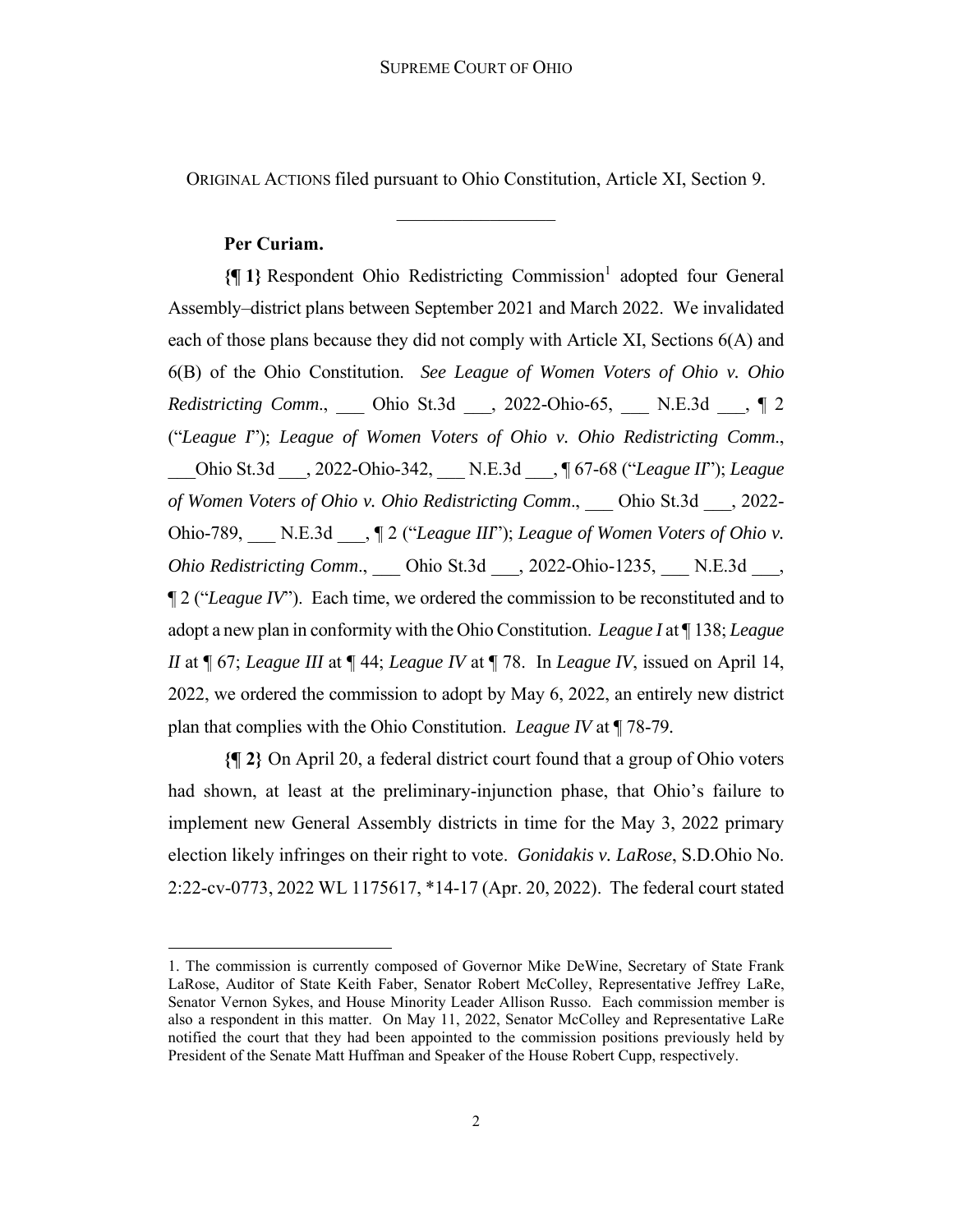ORIGINAL ACTIONS filed pursuant to Ohio Constitution, Article XI, Section 9.

---

**Per Curiam.**

**{¶ 1}** Respondent Ohio Redistricting Commission[1] adopted four General Assembly–district plans between September 2021 and March 2022. We invalidated each of those plans because they did not comply with Article XI, Sections 6(A) and 6(B) of the Ohio Constitution. *See League of Women Voters of Ohio v. Ohio Redistricting Comm.*, ___ Ohio St.3d ___, 2022-Ohio-65, ___ N.E.3d ___, ¶ 2 ("*League I*"); *League of Women Voters of Ohio v. Ohio Redistricting Comm.*, ___Ohio St.3d ___, 2022-Ohio-342, ___ N.E.3d ___, ¶ 67-68 ("*League II*"); *League of Women Voters of Ohio v. Ohio Redistricting Comm.*, ___ Ohio St.3d ___, 2022-Ohio-789, ___ N.E.3d ___, ¶ 2 ("*League III*"); *League of Women Voters of Ohio v. Ohio Redistricting Comm.*, ___ Ohio St.3d ___, 2022-Ohio-1235, ___ N.E.3d ___, ¶ 2 ("*League IV*"). Each time, we ordered the commission to be reconstituted and to adopt a new plan in conformity with the Ohio Constitution. *League I* at ¶ 138; *League II* at ¶ 67; *League III* at ¶ 44; *League IV* at ¶ 78. In *League IV*, issued on April 14, 2022, we ordered the commission to adopt by May 6, 2022, an entirely new district plan that complies with the Ohio Constitution. *League IV* at ¶ 78-79.

**{¶ 2}** On April 20, a federal district court found that a group of Ohio voters had shown, at least at the preliminary-injunction phase, that Ohio's failure to implement new General Assembly districts in time for the May 3, 2022 primary election likely infringes on their right to vote. *Gonidakis v. LaRose*, S.D.Ohio No. 2:22-cv-0773, 2022 WL 1175617, *14-17 (Apr. 20, 2022). The federal court stated

---

1. The commission is currently composed of Governor Mike DeWine, Secretary of State Frank LaRose, Auditor of State Keith Faber, Senator Robert McColley, Representative Jeffrey LaRe, Senator Vernon Sykes, and House Minority Leader Allison Russo. Each commission member is also a respondent in this matter. On May 11, 2022, Senator McColley and Representative LaRe notified the court that they had been appointed to the commission positions previously held by President of the Senate Matt Huffman and Speaker of the House Robert Cupp, respectively.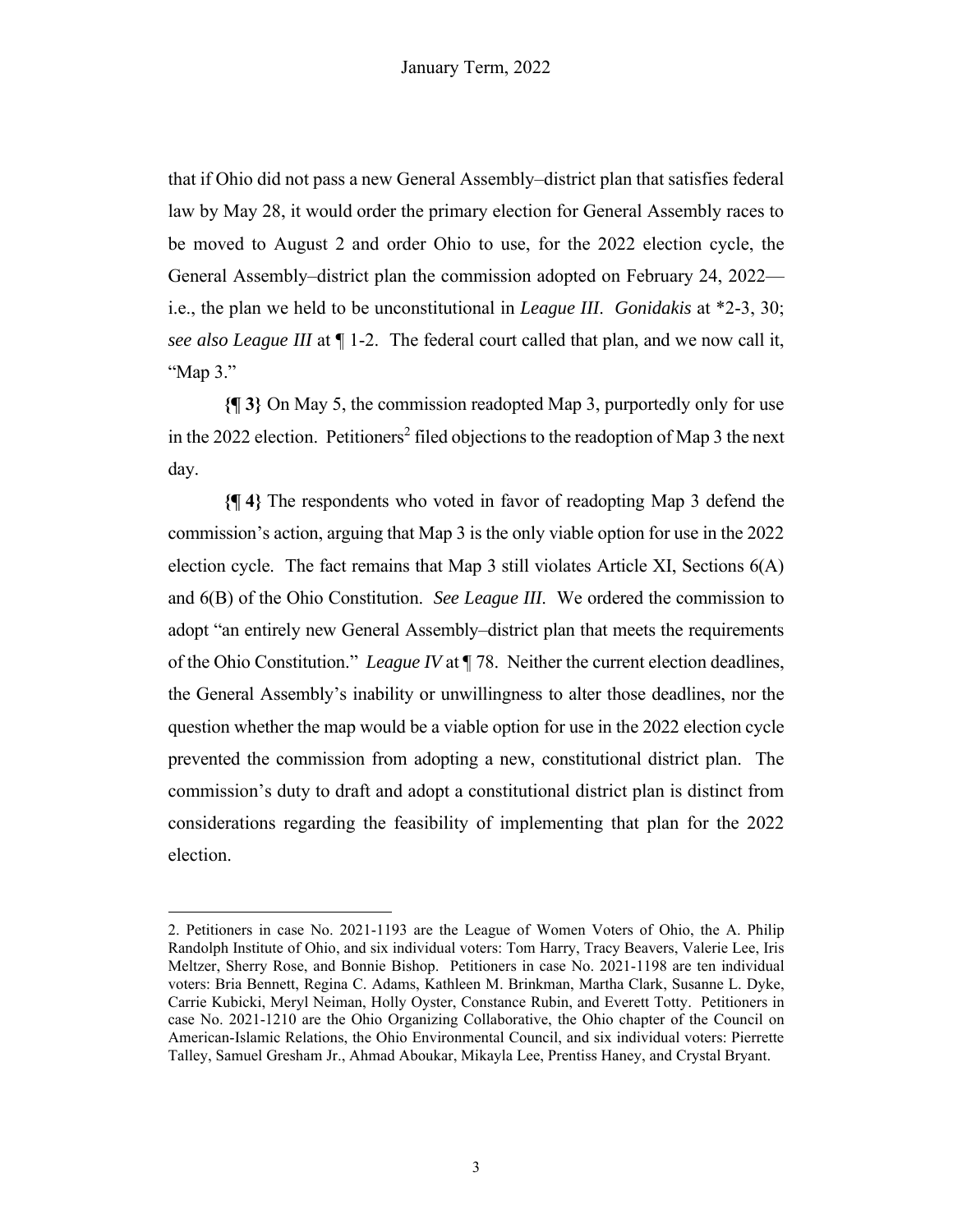that if Ohio did not pass a new General Assembly–district plan that satisfies federal law by May 28, it would order the primary election for General Assembly races to be moved to August 2 and order Ohio to use, for the 2022 election cycle, the General Assembly–district plan the commission adopted on February 24, 2022—i.e., the plan we held to be unconstitutional in *League III*. *Gonidakis* at *2-3, 30; *see also League III* at ¶ 1-2. The federal court called that plan, and we now call it, "Map 3."

**{¶ 3}** On May 5, the commission readopted Map 3, purportedly only for use in the 2022 election. Petitioners[2] filed objections to the readoption of Map 3 the next day.

**{¶ 4}** The respondents who voted in favor of readopting Map 3 defend the commission's action, arguing that Map 3 is the only viable option for use in the 2022 election cycle. The fact remains that Map 3 still violates Article XI, Sections 6(A) and 6(B) of the Ohio Constitution. *See League III*. We ordered the commission to adopt "an entirely new General Assembly–district plan that meets the requirements of the Ohio Constitution." *League IV* at ¶ 78. Neither the current election deadlines, the General Assembly's inability or unwillingness to alter those deadlines, nor the question whether the map would be a viable option for use in the 2022 election cycle prevented the commission from adopting a new, constitutional district plan. The commission's duty to draft and adopt a constitutional district plan is distinct from considerations regarding the feasibility of implementing that plan for the 2022 election.

---

2. Petitioners in case No. 2021-1193 are the League of Women Voters of Ohio, the A. Philip Randolph Institute of Ohio, and six individual voters: Tom Harry, Tracy Beavers, Valerie Lee, Iris Meltzer, Sherry Rose, and Bonnie Bishop. Petitioners in case No. 2021-1198 are ten individual voters: Bria Bennett, Regina C. Adams, Kathleen M. Brinkman, Martha Clark, Susanne L. Dyke, Carrie Kubicki, Meryl Neiman, Holly Oyster, Constance Rubin, and Everett Totty. Petitioners in case No. 2021-1210 are the Ohio Organizing Collaborative, the Ohio chapter of the Council on American-Islamic Relations, the Ohio Environmental Council, and six individual voters: Pierrette Talley, Samuel Gresham Jr., Ahmad Aboukar, Mikayla Lee, Prentiss Haney, and Crystal Bryant.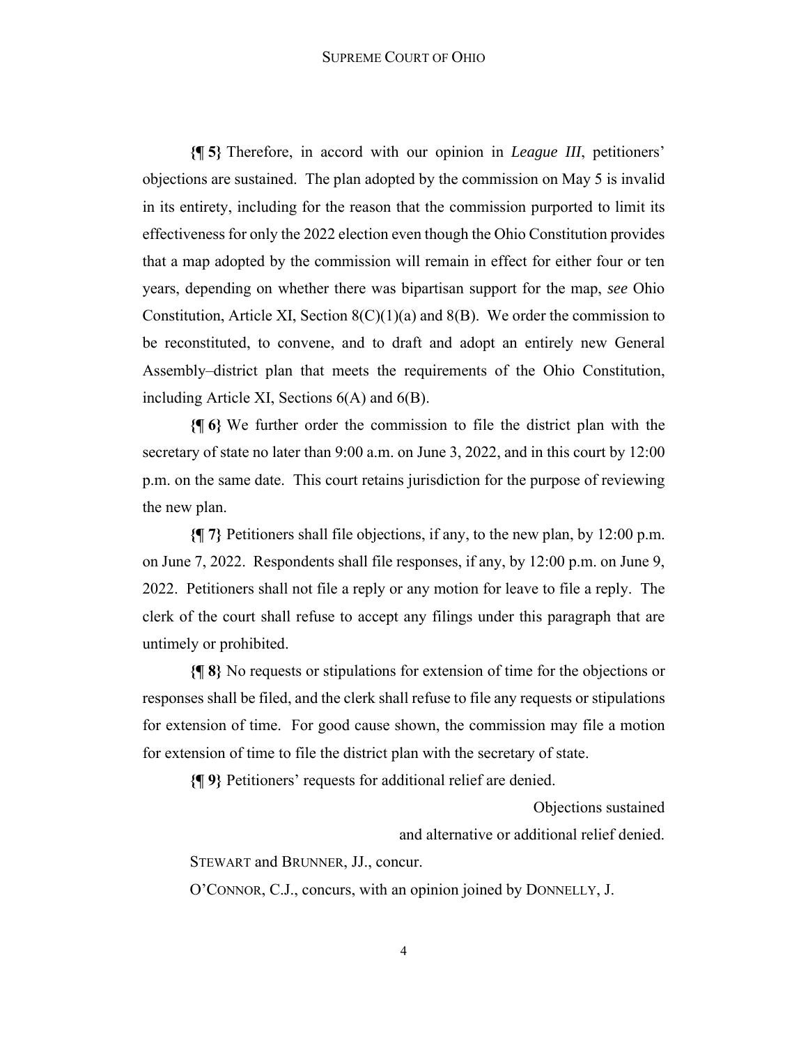**{¶ 5}** Therefore, in accord with our opinion in *League III*, petitioners' objections are sustained. The plan adopted by the commission on May 5 is invalid in its entirety, including for the reason that the commission purported to limit its effectiveness for only the 2022 election even though the Ohio Constitution provides that a map adopted by the commission will remain in effect for either four or ten years, depending on whether there was bipartisan support for the map, *see* Ohio Constitution, Article XI, Section 8(C)(1)(a) and 8(B). We order the commission to be reconstituted, to convene, and to draft and adopt an entirely new General Assembly–district plan that meets the requirements of the Ohio Constitution, including Article XI, Sections 6(A) and 6(B).

**{¶ 6}** We further order the commission to file the district plan with the secretary of state no later than 9:00 a.m. on June 3, 2022, and in this court by 12:00 p.m. on the same date. This court retains jurisdiction for the purpose of reviewing the new plan.

**{¶ 7}** Petitioners shall file objections, if any, to the new plan, by 12:00 p.m. on June 7, 2022. Respondents shall file responses, if any, by 12:00 p.m. on June 9, 2022. Petitioners shall not file a reply or any motion for leave to file a reply. The clerk of the court shall refuse to accept any filings under this paragraph that are untimely or prohibited.

**{¶ 8}** No requests or stipulations for extension of time for the objections or responses shall be filed, and the clerk shall refuse to file any requests or stipulations for extension of time. For good cause shown, the commission may file a motion for extension of time to file the district plan with the secretary of state.

**{¶ 9}** Petitioners' requests for additional relief are denied.

Objections sustained

and alternative or additional relief denied.

STEWART and BRUNNER, JJ., concur.

O'CONNOR, C.J., concurs, with an opinion joined by DONNELLY, J.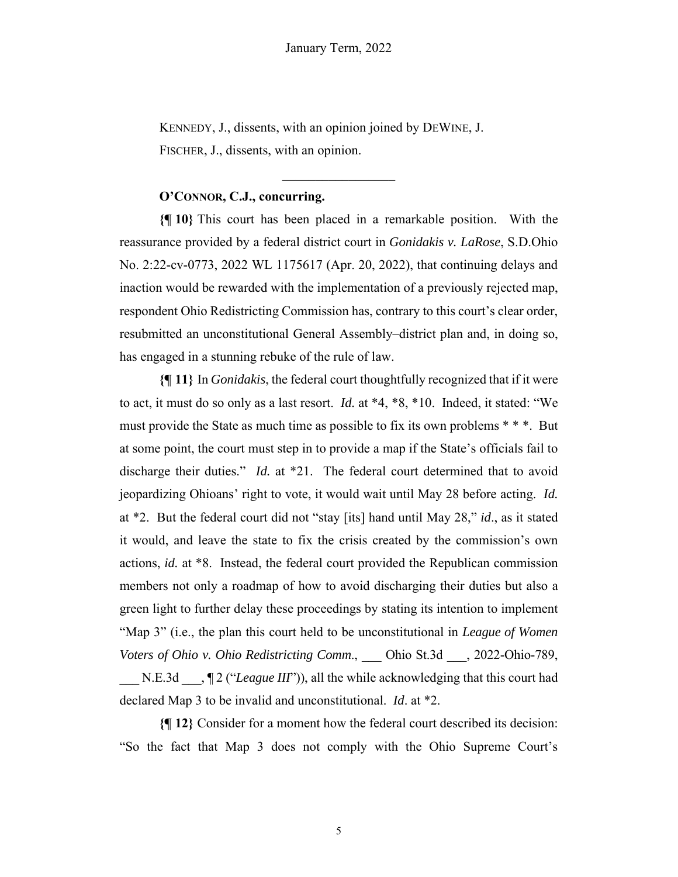KENNEDY, J., dissents, with an opinion joined by DEWINE, J.

FISCHER, J., dissents, with an opinion.

---

**O'CONNOR, C.J., concurring.**

**{¶ 10}** This court has been placed in a remarkable position. With the reassurance provided by a federal district court in *Gonidakis v. LaRose*, S.D.Ohio No. 2:22-cv-0773, 2022 WL 1175617 (Apr. 20, 2022), that continuing delays and inaction would be rewarded with the implementation of a previously rejected map, respondent Ohio Redistricting Commission has, contrary to this court's clear order, resubmitted an unconstitutional General Assembly–district plan and, in doing so, has engaged in a stunning rebuke of the rule of law.

**{¶ 11}** In *Gonidakis*, the federal court thoughtfully recognized that if it were to act, it must do so only as a last resort. *Id.* at *4, *8, *10. Indeed, it stated: "We must provide the State as much time as possible to fix its own problems * * *. But at some point, the court must step in to provide a map if the State's officials fail to discharge their duties." *Id.* at *21. The federal court determined that to avoid jeopardizing Ohioans' right to vote, it would wait until May 28 before acting. *Id.* at *2. But the federal court did not "stay [its] hand until May 28," *id*., as it stated it would, and leave the state to fix the crisis created by the commission's own actions, *id.* at *8. Instead, the federal court provided the Republican commission members not only a roadmap of how to avoid discharging their duties but also a green light to further delay these proceedings by stating its intention to implement "Map 3" (i.e., the plan this court held to be unconstitutional in *League of Women Voters of Ohio v. Ohio Redistricting Comm.*, ___ Ohio St.3d ___, 2022-Ohio-789, ___ N.E.3d ___, ¶ 2 ("*League III*")), all the while acknowledging that this court had declared Map 3 to be invalid and unconstitutional. *Id*. at *2.

**{¶ 12}** Consider for a moment how the federal court described its decision: "So the fact that Map 3 does not comply with the Ohio Supreme Court's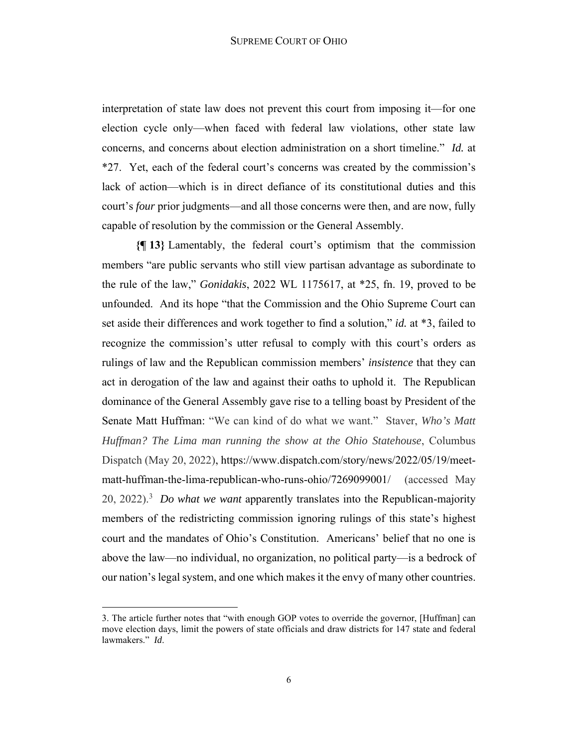interpretation of state law does not prevent this court from imposing it—for one election cycle only—when faced with federal law violations, other state law concerns, and concerns about election administration on a short timeline." *Id.* at *27. Yet, each of the federal court's concerns was created by the commission's lack of action—which is in direct defiance of its constitutional duties and this court's *four* prior judgments—and all those concerns were then, and are now, fully capable of resolution by the commission or the General Assembly.

**{¶ 13}** Lamentably, the federal court's optimism that the commission members "are public servants who still view partisan advantage as subordinate to the rule of the law," *Gonidakis*, 2022 WL 1175617, at *25, fn. 19, proved to be unfounded. And its hope "that the Commission and the Ohio Supreme Court can set aside their differences and work together to find a solution," *id.* at *3, failed to recognize the commission's utter refusal to comply with this court's orders as rulings of law and the Republican commission members' *insistence* that they can act in derogation of the law and against their oaths to uphold it. The Republican dominance of the General Assembly gave rise to a telling boast by President of the Senate Matt Huffman: "We can kind of do what we want." Staver, *Who's Matt Huffman? The Lima man running the show at the Ohio Statehouse*, Columbus Dispatch (May 20, 2022), https://www.dispatch.com/story/news/2022/05/19/meet-matt-huffman-the-lima-republican-who-runs-ohio/7269099001/ (accessed May 20, 2022).[3] *Do what we want* apparently translates into the Republican-majority members of the redistricting commission ignoring rulings of this state's highest court and the mandates of Ohio's Constitution. Americans' belief that no one is above the law—no individual, no organization, no political party—is a bedrock of our nation's legal system, and one which makes it the envy of many other countries.

---

3. The article further notes that "with enough GOP votes to override the governor, [Huffman] can move election days, limit the powers of state officials and draw districts for 147 state and federal lawmakers." *Id*.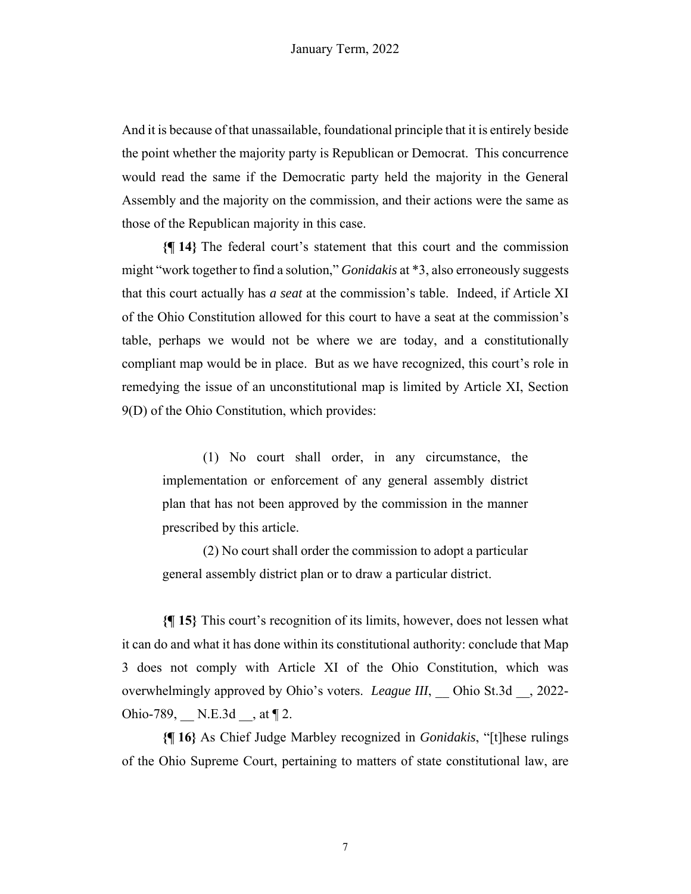And it is because of that unassailable, foundational principle that it is entirely beside the point whether the majority party is Republican or Democrat. This concurrence would read the same if the Democratic party held the majority in the General Assembly and the majority on the commission, and their actions were the same as those of the Republican majority in this case.

**{¶ 14}** The federal court's statement that this court and the commission might "work together to find a solution," *Gonidakis* at *3, also erroneously suggests that this court actually has *a seat* at the commission's table. Indeed, if Article XI of the Ohio Constitution allowed for this court to have a seat at the commission's table, perhaps we would not be where we are today, and a constitutionally compliant map would be in place. But as we have recognized, this court's role in remedying the issue of an unconstitutional map is limited by Article XI, Section 9(D) of the Ohio Constitution, which provides:

> (1) No court shall order, in any circumstance, the implementation or enforcement of any general assembly district plan that has not been approved by the commission in the manner prescribed by this article.
>
> (2) No court shall order the commission to adopt a particular general assembly district plan or to draw a particular district.

**{¶ 15}** This court's recognition of its limits, however, does not lessen what it can do and what it has done within its constitutional authority: conclude that Map 3 does not comply with Article XI of the Ohio Constitution, which was overwhelmingly approved by Ohio's voters. *League III*, __ Ohio St.3d __, 2022-Ohio-789, __ N.E.3d __, at ¶ 2.

**{¶ 16}** As Chief Judge Marbley recognized in *Gonidakis*, "[t]hese rulings of the Ohio Supreme Court, pertaining to matters of state constitutional law, are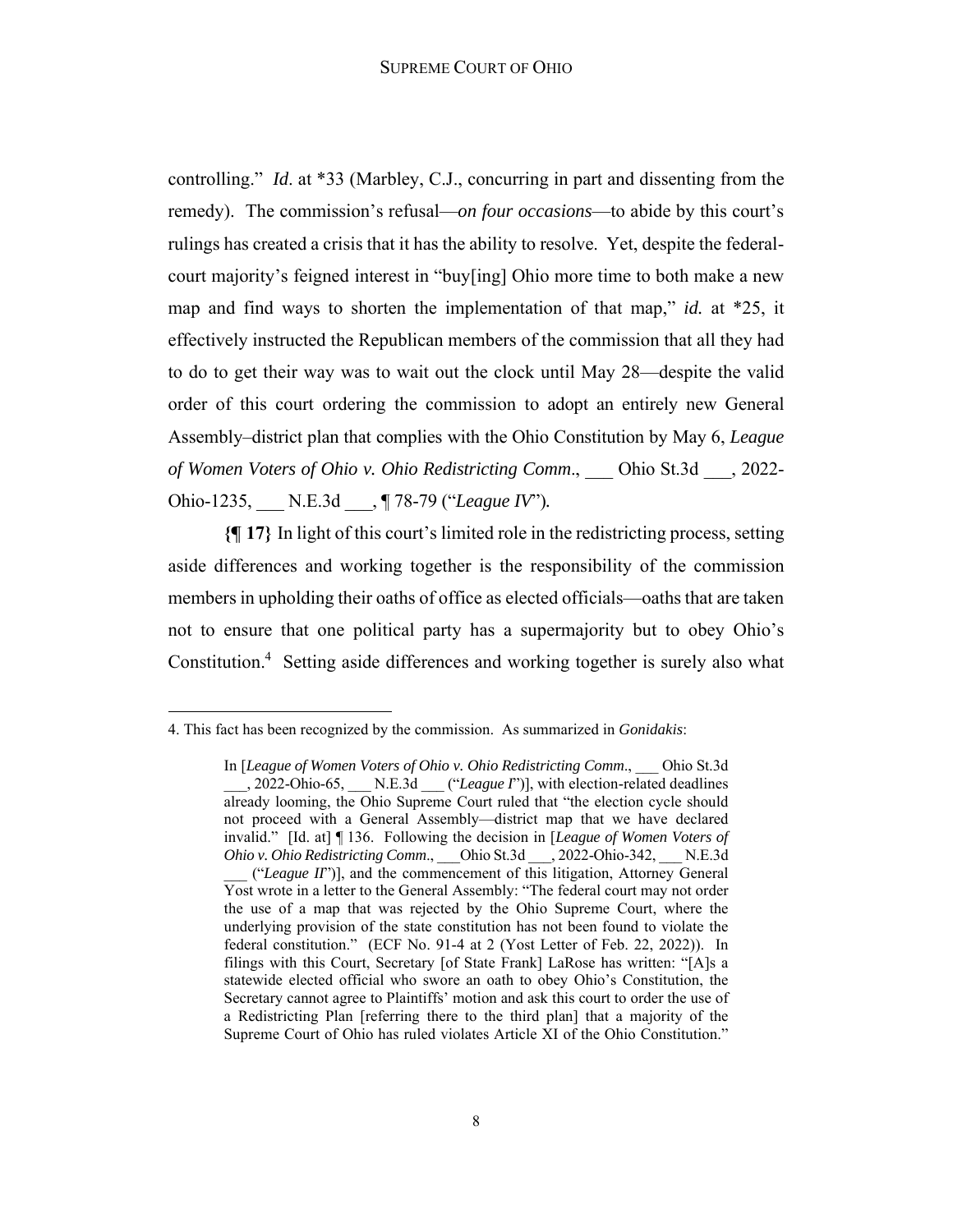controlling." *Id.* at *33 (Marbley, C.J., concurring in part and dissenting from the remedy). The commission's refusal—*on four occasions*—to abide by this court's rulings has created a crisis that it has the ability to resolve. Yet, despite the federal-court majority's feigned interest in "buy[ing] Ohio more time to both make a new map and find ways to shorten the implementation of that map," *id.* at *25, it effectively instructed the Republican members of the commission that all they had to do to get their way was to wait out the clock until May 28—despite the valid order of this court ordering the commission to adopt an entirely new General Assembly–district plan that complies with the Ohio Constitution by May 6, *League of Women Voters of Ohio v. Ohio Redistricting Comm*., ___ Ohio St.3d ___, 2022-Ohio-1235, ___ N.E.3d ___, ¶ 78-79 ("*League IV*").

**{¶ 17}** In light of this court's limited role in the redistricting process, setting aside differences and working together is the responsibility of the commission members in upholding their oaths of office as elected officials—oaths that are taken not to ensure that one political party has a supermajority but to obey Ohio's Constitution.[4] Setting aside differences and working together is surely also what

---

4. This fact has been recognized by the commission. As summarized in *Gonidakis*:

> In [*League of Women Voters of Ohio v. Ohio Redistricting Comm*., ___ Ohio St.3d ___, 2022-Ohio-65, ___ N.E.3d ___ ("*League I*")], with election-related deadlines already looming, the Ohio Supreme Court ruled that "the election cycle should not proceed with a General Assembly—district map that we have declared invalid." [Id. at] ¶ 136. Following the decision in [*League of Women Voters of Ohio v. Ohio Redistricting Comm*., ___Ohio St.3d ___, 2022-Ohio-342, ___ N.E.3d ___ ("*League II*")], and the commencement of this litigation, Attorney General Yost wrote in a letter to the General Assembly: "The federal court may not order the use of a map that was rejected by the Ohio Supreme Court, where the underlying provision of the state constitution has not been found to violate the federal constitution." (ECF No. 91-4 at 2 (Yost Letter of Feb. 22, 2022)). In filings with this Court, Secretary [of State Frank] LaRose has written: "[A]s a statewide elected official who swore an oath to obey Ohio's Constitution, the Secretary cannot agree to Plaintiffs' motion and ask this court to order the use of a Redistricting Plan [referring there to the third plan] that a majority of the Supreme Court of Ohio has ruled violates Article XI of the Ohio Constitution."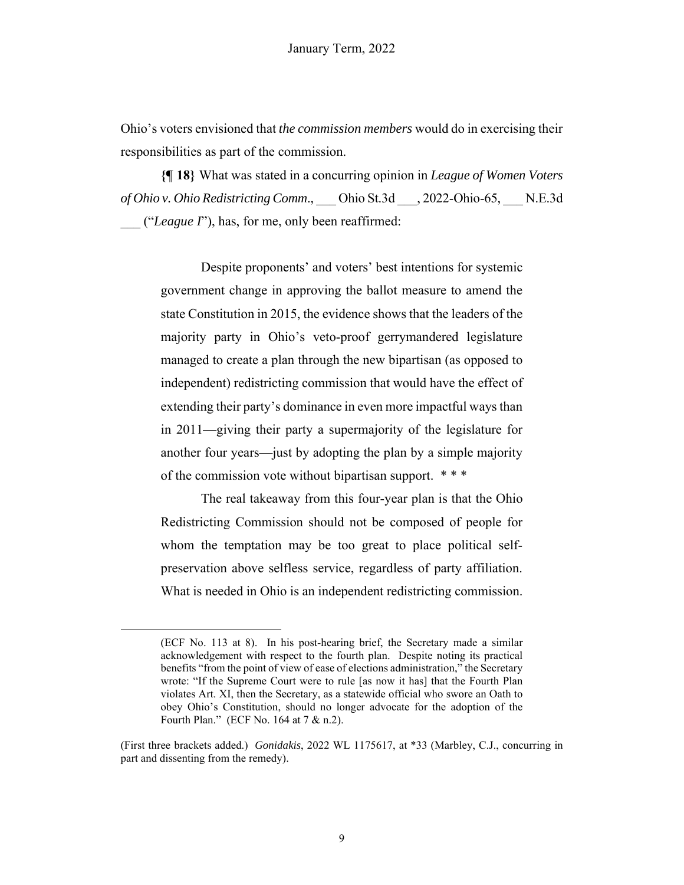Ohio's voters envisioned that *the commission members* would do in exercising their responsibilities as part of the commission.

**{¶ 18}** What was stated in a concurring opinion in *League of Women Voters of Ohio v. Ohio Redistricting Comm.*, ___ Ohio St.3d ___, 2022-Ohio-65, ___ N.E.3d ___ ("*League I*"), has, for me, only been reaffirmed:

> Despite proponents' and voters' best intentions for systemic government change in approving the ballot measure to amend the state Constitution in 2015, the evidence shows that the leaders of the majority party in Ohio's veto-proof gerrymandered legislature managed to create a plan through the new bipartisan (as opposed to independent) redistricting commission that would have the effect of extending their party's dominance in even more impactful ways than in 2011—giving their party a supermajority of the legislature for another four years—just by adopting the plan by a simple majority of the commission vote without bipartisan support. * * *
>
> The real takeaway from this four-year plan is that the Ohio Redistricting Commission should not be composed of people for whom the temptation may be too great to place political self-preservation above selfless service, regardless of party affiliation. What is needed in Ohio is an independent redistricting commission.

---

(ECF No. 113 at 8). In his post-hearing brief, the Secretary made a similar acknowledgement with respect to the fourth plan. Despite noting its practical benefits "from the point of view of ease of elections administration," the Secretary wrote: "If the Supreme Court were to rule [as now it has] that the Fourth Plan violates Art. XI, then the Secretary, as a statewide official who swore an Oath to obey Ohio's Constitution, should no longer advocate for the adoption of the Fourth Plan." (ECF No. 164 at 7 & n.2).

(First three brackets added.) *Gonidakis*, 2022 WL 1175617, at *33 (Marbley, C.J., concurring in part and dissenting from the remedy).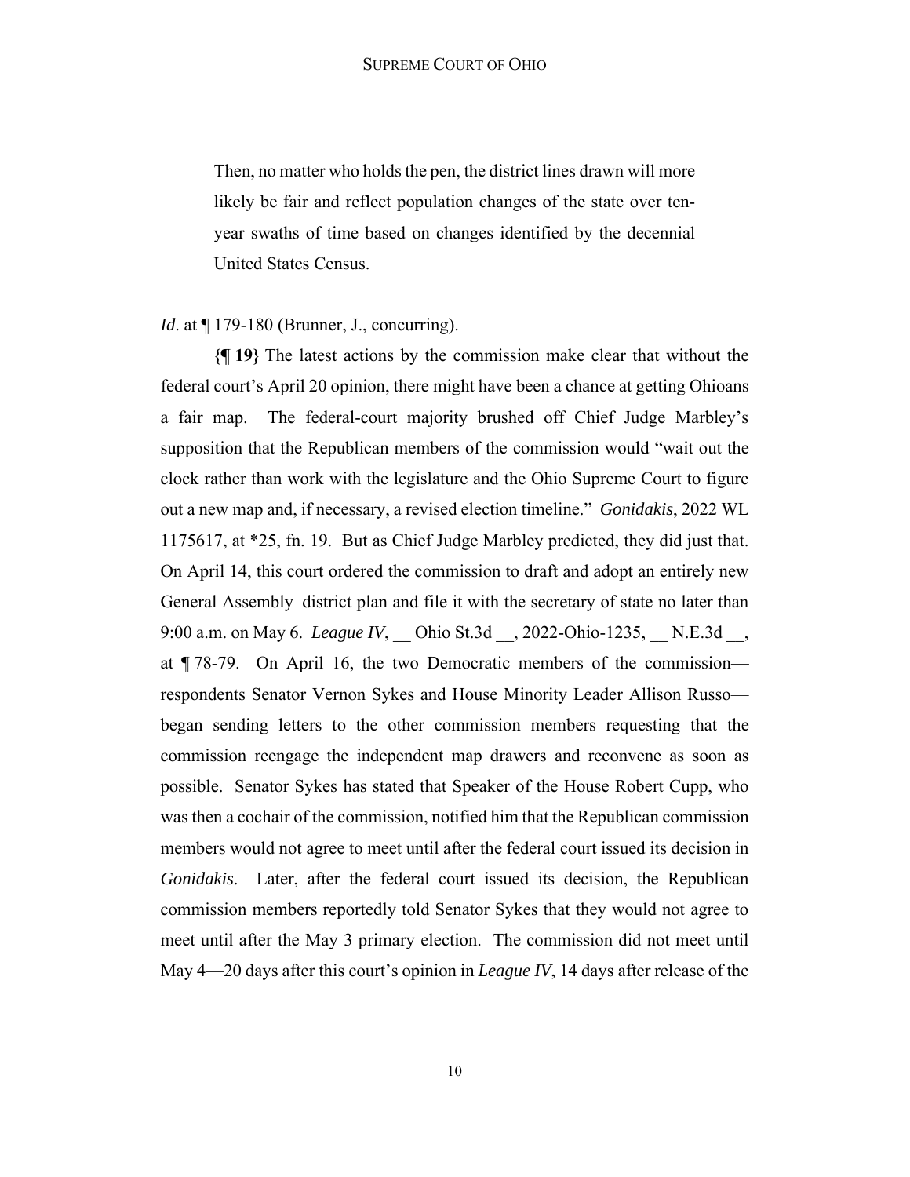> Then, no matter who holds the pen, the district lines drawn will more likely be fair and reflect population changes of the state over ten-year swaths of time based on changes identified by the decennial United States Census.

*Id.* at ¶ 179-180 (Brunner, J., concurring).

**{¶ 19}** The latest actions by the commission make clear that without the federal court's April 20 opinion, there might have been a chance at getting Ohioans a fair map. The federal-court majority brushed off Chief Judge Marbley's supposition that the Republican members of the commission would "wait out the clock rather than work with the legislature and the Ohio Supreme Court to figure out a new map and, if necessary, a revised election timeline." *Gonidakis*, 2022 WL 1175617, at *25, fn. 19. But as Chief Judge Marbley predicted, they did just that. On April 14, this court ordered the commission to draft and adopt an entirely new General Assembly–district plan and file it with the secretary of state no later than 9:00 a.m. on May 6. *League IV*, __ Ohio St.3d __, 2022-Ohio-1235, __ N.E.3d __, at ¶ 78-79. On April 16, the two Democratic members of the commission—respondents Senator Vernon Sykes and House Minority Leader Allison Russo—began sending letters to the other commission members requesting that the commission reengage the independent map drawers and reconvene as soon as possible. Senator Sykes has stated that Speaker of the House Robert Cupp, who was then a cochair of the commission, notified him that the Republican commission members would not agree to meet until after the federal court issued its decision in *Gonidakis*. Later, after the federal court issued its decision, the Republican commission members reportedly told Senator Sykes that they would not agree to meet until after the May 3 primary election. The commission did not meet until May 4—20 days after this court's opinion in *League IV*, 14 days after release of the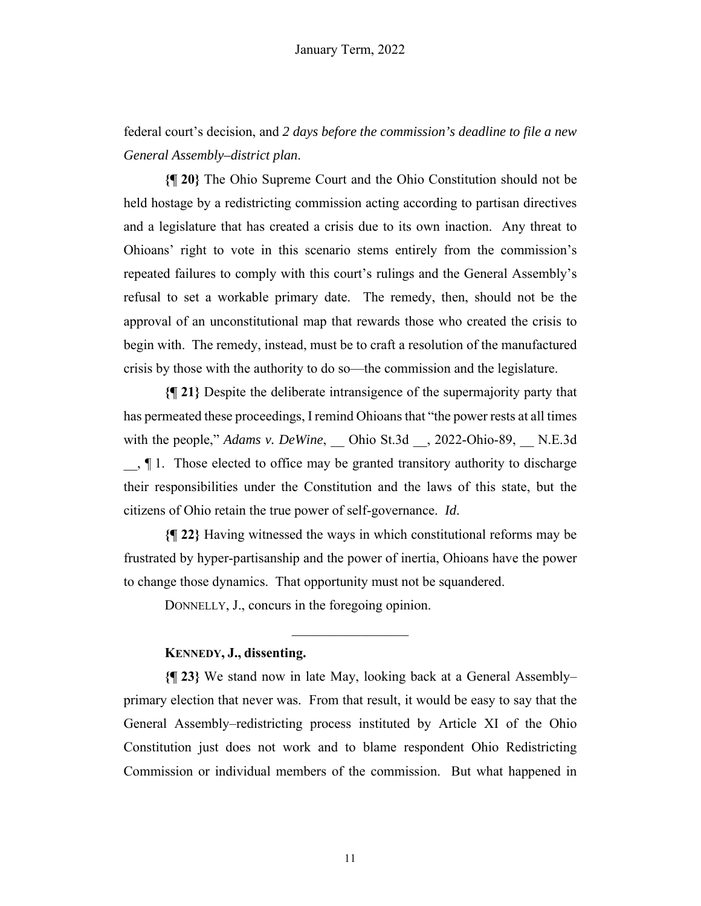federal court's decision, and *2 days before the commission's deadline to file a new General Assembly–district plan*.

**{¶ 20}** The Ohio Supreme Court and the Ohio Constitution should not be held hostage by a redistricting commission acting according to partisan directives and a legislature that has created a crisis due to its own inaction. Any threat to Ohioans' right to vote in this scenario stems entirely from the commission's repeated failures to comply with this court's rulings and the General Assembly's refusal to set a workable primary date. The remedy, then, should not be the approval of an unconstitutional map that rewards those who created the crisis to begin with. The remedy, instead, must be to craft a resolution of the manufactured crisis by those with the authority to do so—the commission and the legislature.

**{¶ 21}** Despite the deliberate intransigence of the supermajority party that has permeated these proceedings, I remind Ohioans that "the power rests at all times with the people," *Adams v. DeWine*, __ Ohio St.3d __, 2022-Ohio-89, __ N.E.3d __, ¶ 1. Those elected to office may be granted transitory authority to discharge their responsibilities under the Constitution and the laws of this state, but the citizens of Ohio retain the true power of self-governance. *Id*.

**{¶ 22}** Having witnessed the ways in which constitutional reforms may be frustrated by hyper-partisanship and the power of inertia, Ohioans have the power to change those dynamics. That opportunity must not be squandered.

DONNELLY, J., concurs in the foregoing opinion.

---

**KENNEDY, J., dissenting.**

**{¶ 23}** We stand now in late May, looking back at a General Assembly–primary election that never was. From that result, it would be easy to say that the General Assembly–redistricting process instituted by Article XI of the Ohio Constitution just does not work and to blame respondent Ohio Redistricting Commission or individual members of the commission. But what happened in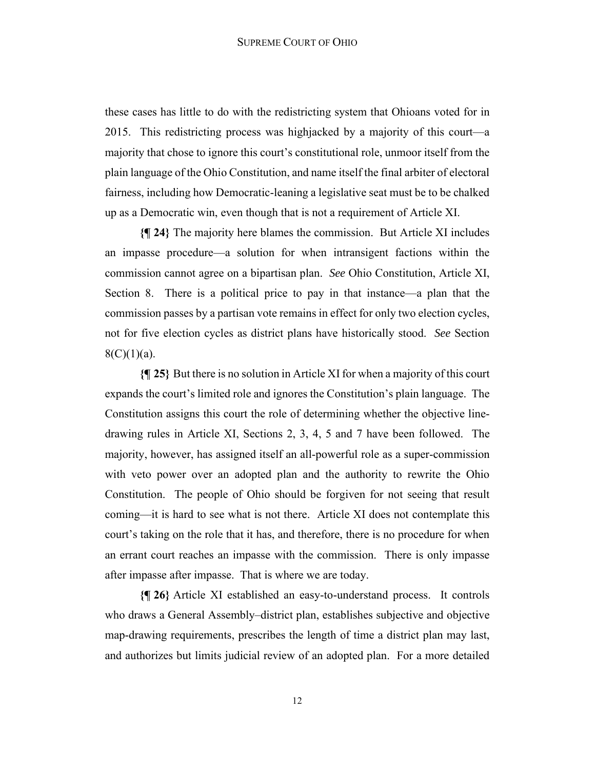these cases has little to do with the redistricting system that Ohioans voted for in 2015. This redistricting process was highjacked by a majority of this court—a majority that chose to ignore this court's constitutional role, unmoor itself from the plain language of the Ohio Constitution, and name itself the final arbiter of electoral fairness, including how Democratic-leaning a legislative seat must be to be chalked up as a Democratic win, even though that is not a requirement of Article XI.

**{¶ 24}** The majority here blames the commission. But Article XI includes an impasse procedure—a solution for when intransigent factions within the commission cannot agree on a bipartisan plan. *See* Ohio Constitution, Article XI, Section 8. There is a political price to pay in that instance—a plan that the commission passes by a partisan vote remains in effect for only two election cycles, not for five election cycles as district plans have historically stood. *See* Section 8(C)(1)(a).

**{¶ 25}** But there is no solution in Article XI for when a majority of this court expands the court's limited role and ignores the Constitution's plain language. The Constitution assigns this court the role of determining whether the objective line-drawing rules in Article XI, Sections 2, 3, 4, 5 and 7 have been followed. The majority, however, has assigned itself an all-powerful role as a super-commission with veto power over an adopted plan and the authority to rewrite the Ohio Constitution. The people of Ohio should be forgiven for not seeing that result coming—it is hard to see what is not there. Article XI does not contemplate this court's taking on the role that it has, and therefore, there is no procedure for when an errant court reaches an impasse with the commission. There is only impasse after impasse after impasse. That is where we are today.

**{¶ 26}** Article XI established an easy-to-understand process. It controls who draws a General Assembly–district plan, establishes subjective and objective map-drawing requirements, prescribes the length of time a district plan may last, and authorizes but limits judicial review of an adopted plan. For a more detailed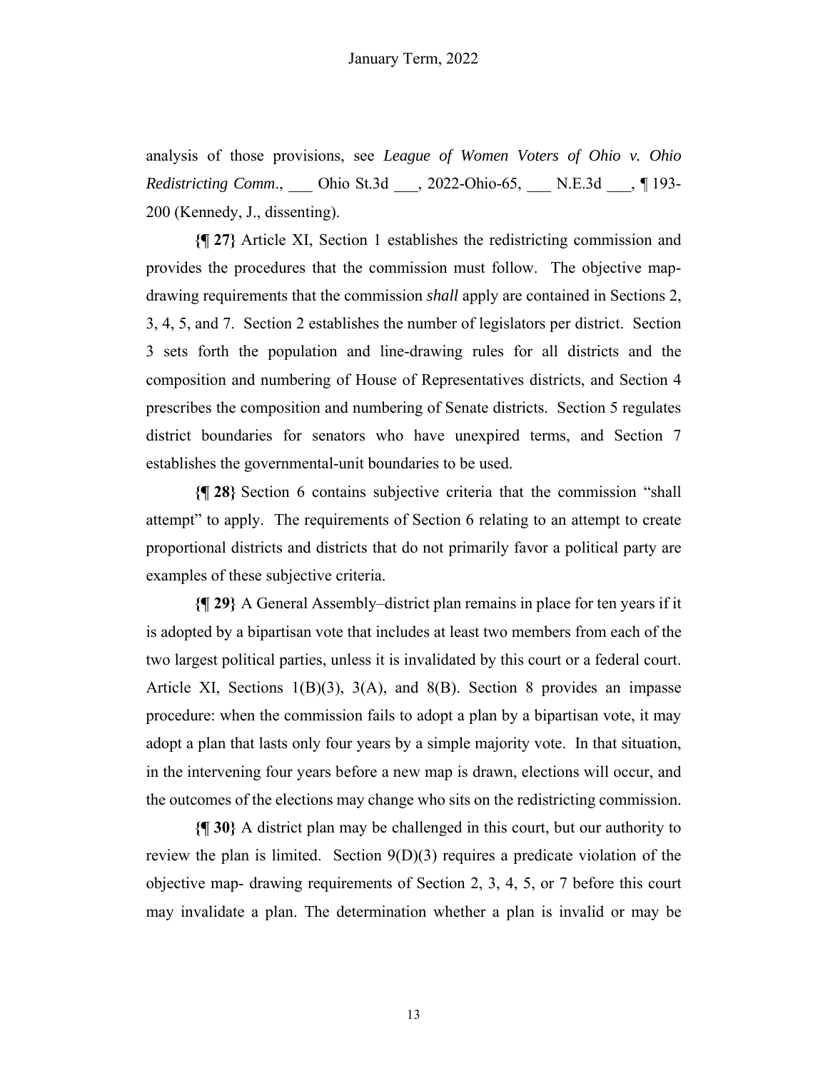analysis of those provisions, see *League of Women Voters of Ohio v. Ohio Redistricting Comm*., ___ Ohio St.3d ___, 2022-Ohio-65, ___ N.E.3d ___, ¶ 193-200 (Kennedy, J., dissenting).

**{¶ 27}** Article XI, Section 1 establishes the redistricting commission and provides the procedures that the commission must follow. The objective map-drawing requirements that the commission *shall* apply are contained in Sections 2, 3, 4, 5, and 7. Section 2 establishes the number of legislators per district. Section 3 sets forth the population and line-drawing rules for all districts and the composition and numbering of House of Representatives districts, and Section 4 prescribes the composition and numbering of Senate districts. Section 5 regulates district boundaries for senators who have unexpired terms, and Section 7 establishes the governmental-unit boundaries to be used.

**{¶ 28}** Section 6 contains subjective criteria that the commission "shall attempt" to apply. The requirements of Section 6 relating to an attempt to create proportional districts and districts that do not primarily favor a political party are examples of these subjective criteria.

**{¶ 29}** A General Assembly–district plan remains in place for ten years if it is adopted by a bipartisan vote that includes at least two members from each of the two largest political parties, unless it is invalidated by this court or a federal court. Article XI, Sections 1(B)(3), 3(A), and 8(B). Section 8 provides an impasse procedure: when the commission fails to adopt a plan by a bipartisan vote, it may adopt a plan that lasts only four years by a simple majority vote. In that situation, in the intervening four years before a new map is drawn, elections will occur, and the outcomes of the elections may change who sits on the redistricting commission.

**{¶ 30}** A district plan may be challenged in this court, but our authority to review the plan is limited. Section 9(D)(3) requires a predicate violation of the objective map- drawing requirements of Section 2, 3, 4, 5, or 7 before this court may invalidate a plan. The determination whether a plan is invalid or may be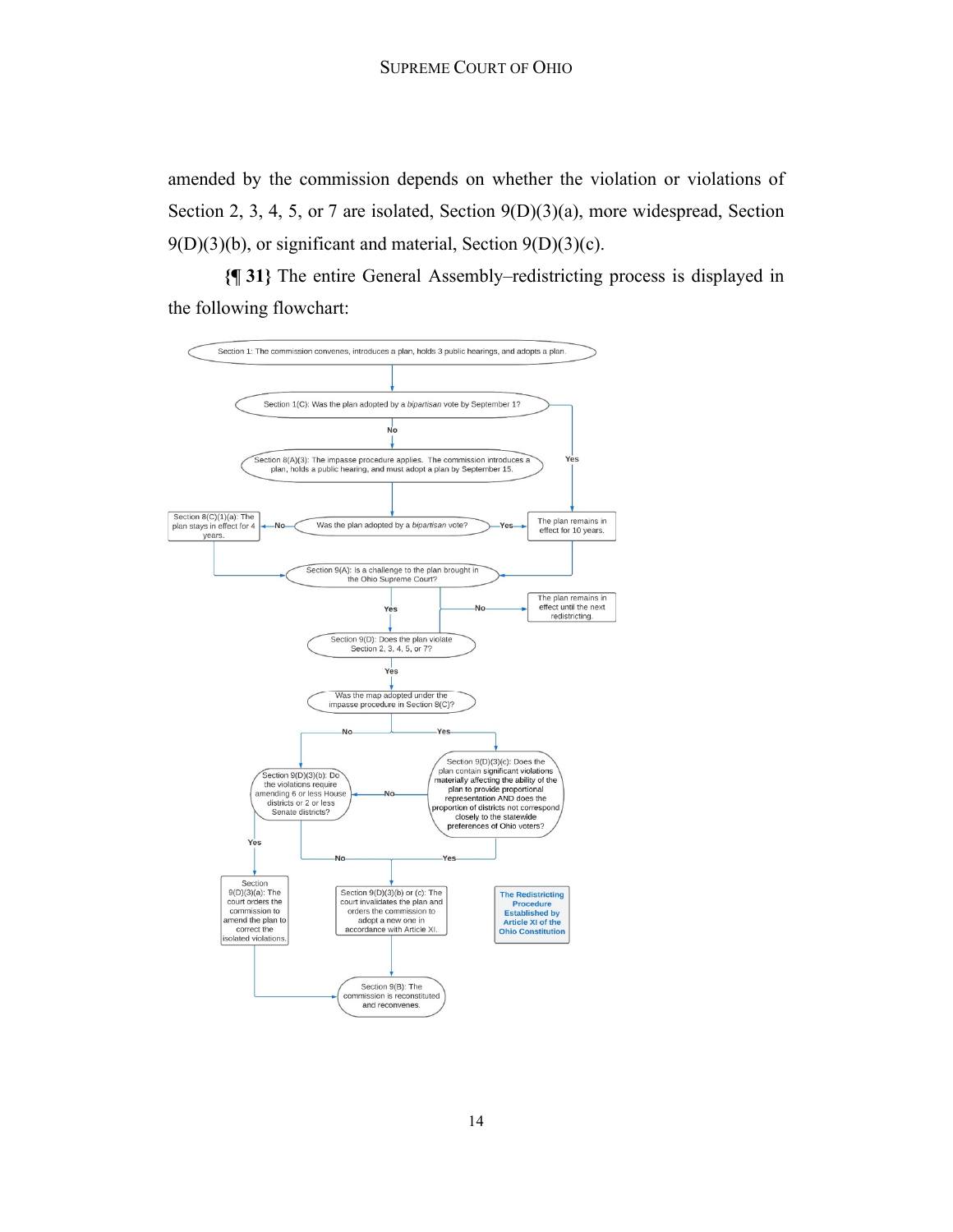amended by the commission depends on whether the violation or violations of Section 2, 3, 4, 5, or 7 are isolated, Section 9(D)(3)(a), more widespread, Section 9(D)(3)(b), or significant and material, Section 9(D)(3)(c).

**{¶ 31}** The entire General Assembly–redistricting process is displayed in the following flowchart:

Section 1: The commission convenes, introduces a plan, holds 3 public hearings, and adopts a plan.

Section 1(C): Was the plan adopted by a *bipartisan* vote by September 1?

No

Yes

Section 8(A)(3): The impasse procedure applies. The commission introduces a plan, holds a public hearing, and must adopt a plan by September 15.

Section 8(C)(1)(a): The plan stays in effect for 4 years.

No

Was the plan adopted by a *bipartisan* vote?

Yes

The plan remains in effect for 10 years.

Section 9(A): Is a challenge to the plan brought in the Ohio Supreme Court?

Yes

No

The plan remains in effect until the next redistricting.

Section 9(D): Does the plan violate Section 2, 3, 4, 5, or 7?

Yes

Was the map adopted under the impasse procedure in Section 8(C)?

No

Yes

Section 9(D)(3)(b): Do the violations require amending 6 or less House districts or 2 or less Senate districts?

No

Section 9(D)(3)(c): Does the plan contain significant violations materially affecting the ability of the plan to provide proportional representation AND does the proportion of districts not correspond closely to the statewide preferences of Ohio voters?

Yes

No

Yes

Section 9(D)(3)(a): The court orders the commission to amend the plan to correct the isolated violations.

Section 9(D)(3)(b) or (c): The court invalidates the plan and orders the commission to adopt a new one in accordance with Article XI.

The Redistricting Procedure Established by Article XI of the Ohio Constitution

Section 9(B): The commission is reconstituted and reconvenes.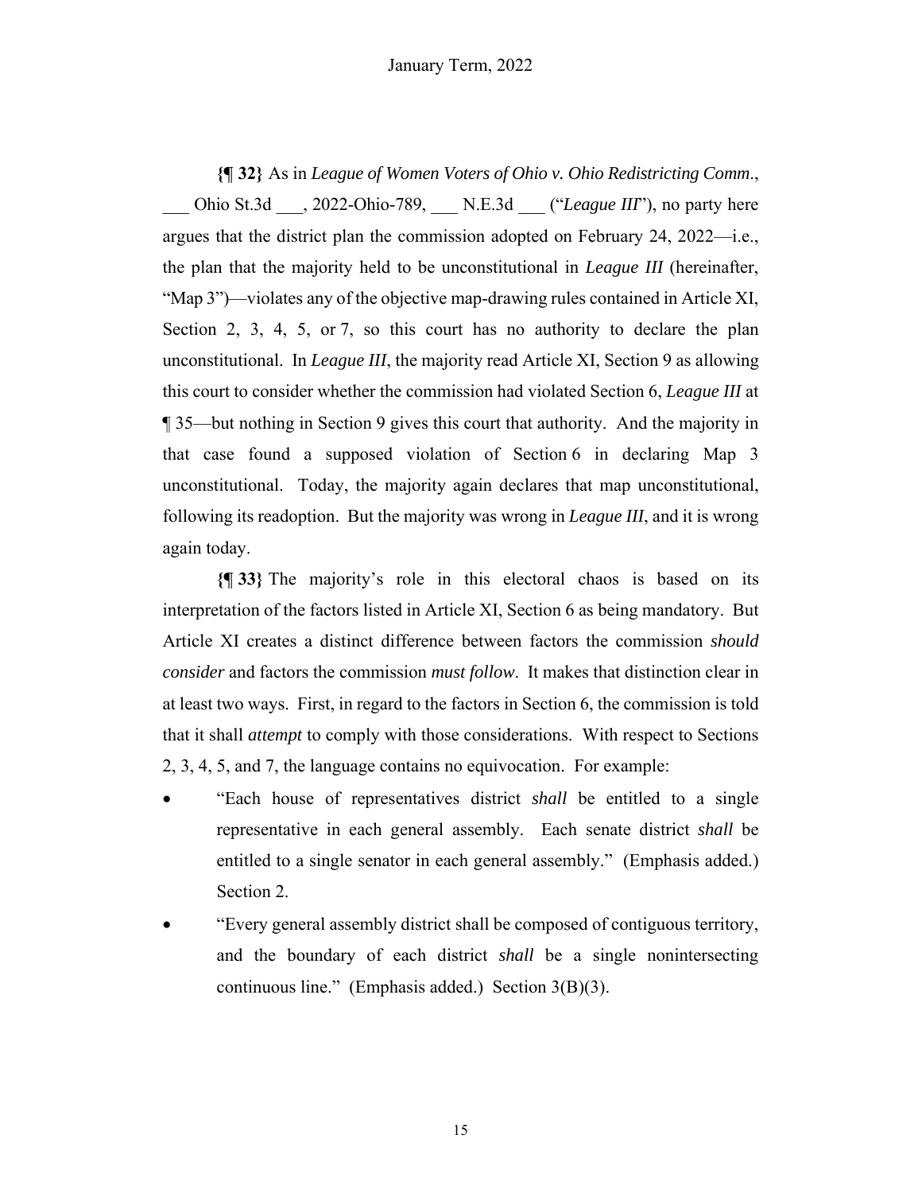**{¶ 32}** As in *League of Women Voters of Ohio v. Ohio Redistricting Comm.*, ___ Ohio St.3d ___, 2022-Ohio-789, ___ N.E.3d ___ ("*League III*"), no party here argues that the district plan the commission adopted on February 24, 2022—i.e., the plan that the majority held to be unconstitutional in *League III* (hereinafter, "Map 3")—violates any of the objective map-drawing rules contained in Article XI, Section 2, 3, 4, 5, or 7, so this court has no authority to declare the plan unconstitutional. In *League III*, the majority read Article XI, Section 9 as allowing this court to consider whether the commission had violated Section 6, *League III* at ¶ 35—but nothing in Section 9 gives this court that authority. And the majority in that case found a supposed violation of Section 6 in declaring Map 3 unconstitutional. Today, the majority again declares that map unconstitutional, following its readoption. But the majority was wrong in *League III*, and it is wrong again today.

**{¶ 33}** The majority's role in this electoral chaos is based on its interpretation of the factors listed in Article XI, Section 6 as being mandatory. But Article XI creates a distinct difference between factors the commission *should consider* and factors the commission *must follow*. It makes that distinction clear in at least two ways. First, in regard to the factors in Section 6, the commission is told that it shall *attempt* to comply with those considerations. With respect to Sections 2, 3, 4, 5, and 7, the language contains no equivocation. For example:

- "Each house of representatives district *shall* be entitled to a single representative in each general assembly. Each senate district *shall* be entitled to a single senator in each general assembly." (Emphasis added.) Section 2.
- "Every general assembly district shall be composed of contiguous territory, and the boundary of each district *shall* be a single nonintersecting continuous line." (Emphasis added.) Section 3(B)(3).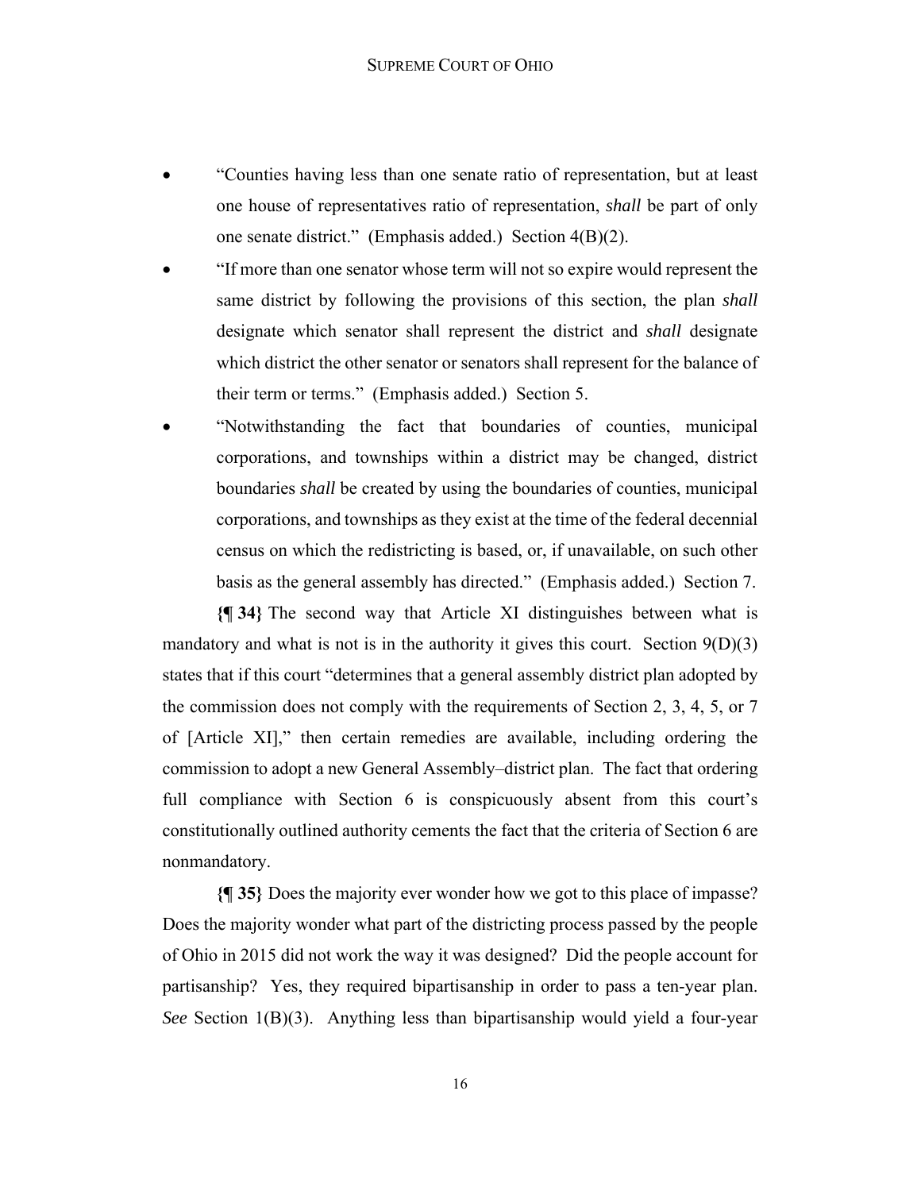- "Counties having less than one senate ratio of representation, but at least one house of representatives ratio of representation, *shall* be part of only one senate district." (Emphasis added.) Section 4(B)(2).
- "If more than one senator whose term will not so expire would represent the same district by following the provisions of this section, the plan *shall* designate which senator shall represent the district and *shall* designate which district the other senator or senators shall represent for the balance of their term or terms." (Emphasis added.) Section 5.
- "Notwithstanding the fact that boundaries of counties, municipal corporations, and townships within a district may be changed, district boundaries *shall* be created by using the boundaries of counties, municipal corporations, and townships as they exist at the time of the federal decennial census on which the redistricting is based, or, if unavailable, on such other basis as the general assembly has directed." (Emphasis added.) Section 7.

**{¶ 34}** The second way that Article XI distinguishes between what is mandatory and what is not is in the authority it gives this court. Section 9(D)(3) states that if this court "determines that a general assembly district plan adopted by the commission does not comply with the requirements of Section 2, 3, 4, 5, or 7 of [Article XI]," then certain remedies are available, including ordering the commission to adopt a new General Assembly–district plan. The fact that ordering full compliance with Section 6 is conspicuously absent from this court's constitutionally outlined authority cements the fact that the criteria of Section 6 are nonmandatory.

**{¶ 35}** Does the majority ever wonder how we got to this place of impasse? Does the majority wonder what part of the districting process passed by the people of Ohio in 2015 did not work the way it was designed? Did the people account for partisanship? Yes, they required bipartisanship in order to pass a ten-year plan. *See* Section 1(B)(3). Anything less than bipartisanship would yield a four-year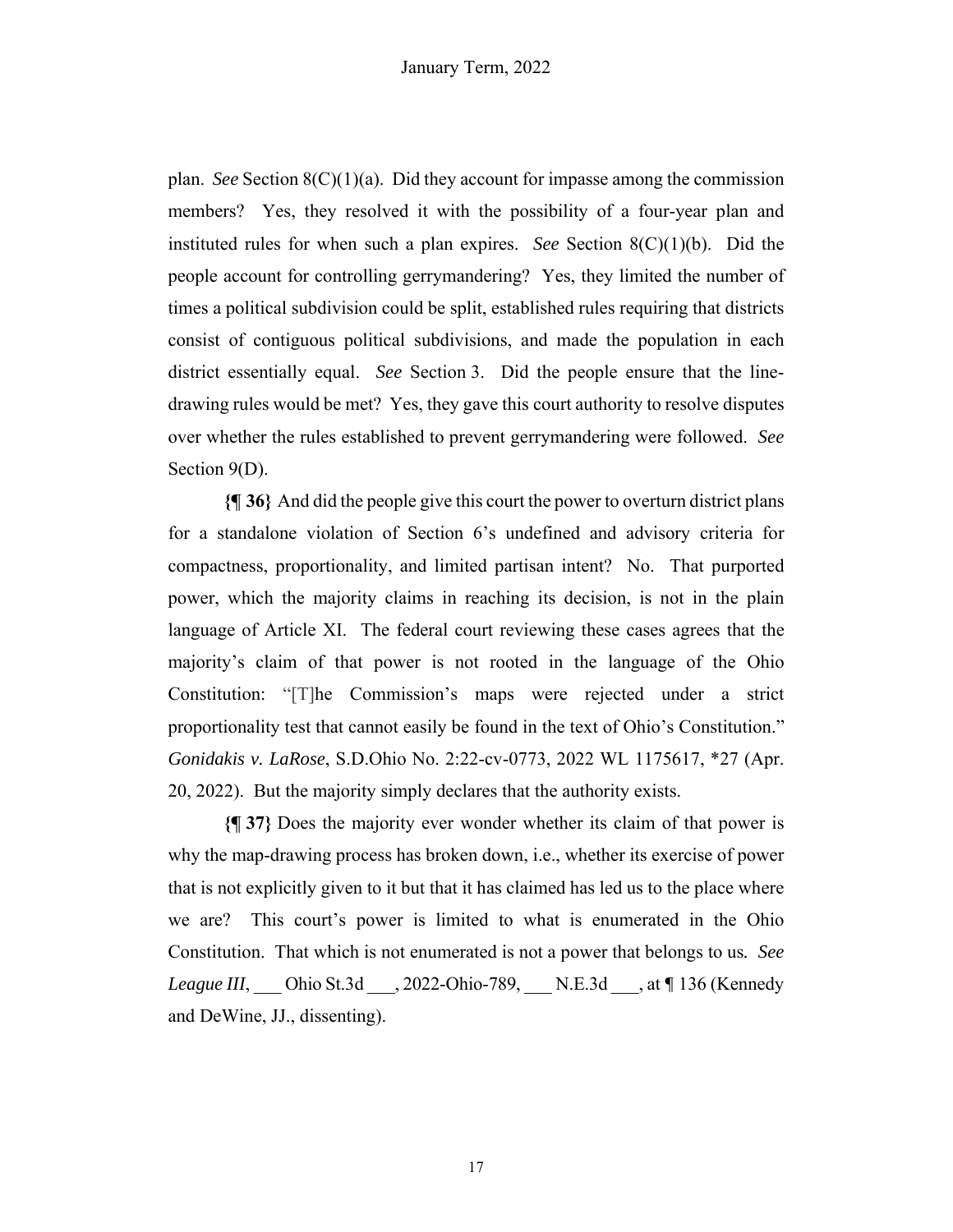plan. *See* Section 8(C)(1)(a). Did they account for impasse among the commission members? Yes, they resolved it with the possibility of a four-year plan and instituted rules for when such a plan expires. *See* Section 8(C)(1)(b). Did the people account for controlling gerrymandering? Yes, they limited the number of times a political subdivision could be split, established rules requiring that districts consist of contiguous political subdivisions, and made the population in each district essentially equal. *See* Section 3. Did the people ensure that the line-drawing rules would be met? Yes, they gave this court authority to resolve disputes over whether the rules established to prevent gerrymandering were followed. *See* Section 9(D).

**{¶ 36}** And did the people give this court the power to overturn district plans for a standalone violation of Section 6's undefined and advisory criteria for compactness, proportionality, and limited partisan intent? No. That purported power, which the majority claims in reaching its decision, is not in the plain language of Article XI. The federal court reviewing these cases agrees that the majority's claim of that power is not rooted in the language of the Ohio Constitution: "[T]he Commission's maps were rejected under a strict proportionality test that cannot easily be found in the text of Ohio's Constitution." *Gonidakis v. LaRose*, S.D.Ohio No. 2:22-cv-0773, 2022 WL 1175617, *27 (Apr. 20, 2022). But the majority simply declares that the authority exists.

**{¶ 37}** Does the majority ever wonder whether its claim of that power is why the map-drawing process has broken down, i.e., whether its exercise of power that is not explicitly given to it but that it has claimed has led us to the place where we are? This court's power is limited to what is enumerated in the Ohio Constitution. That which is not enumerated is not a power that belongs to us. *See League III*, ___ Ohio St.3d ___, 2022-Ohio-789, ___ N.E.3d ___, at ¶ 136 (Kennedy and DeWine, JJ., dissenting).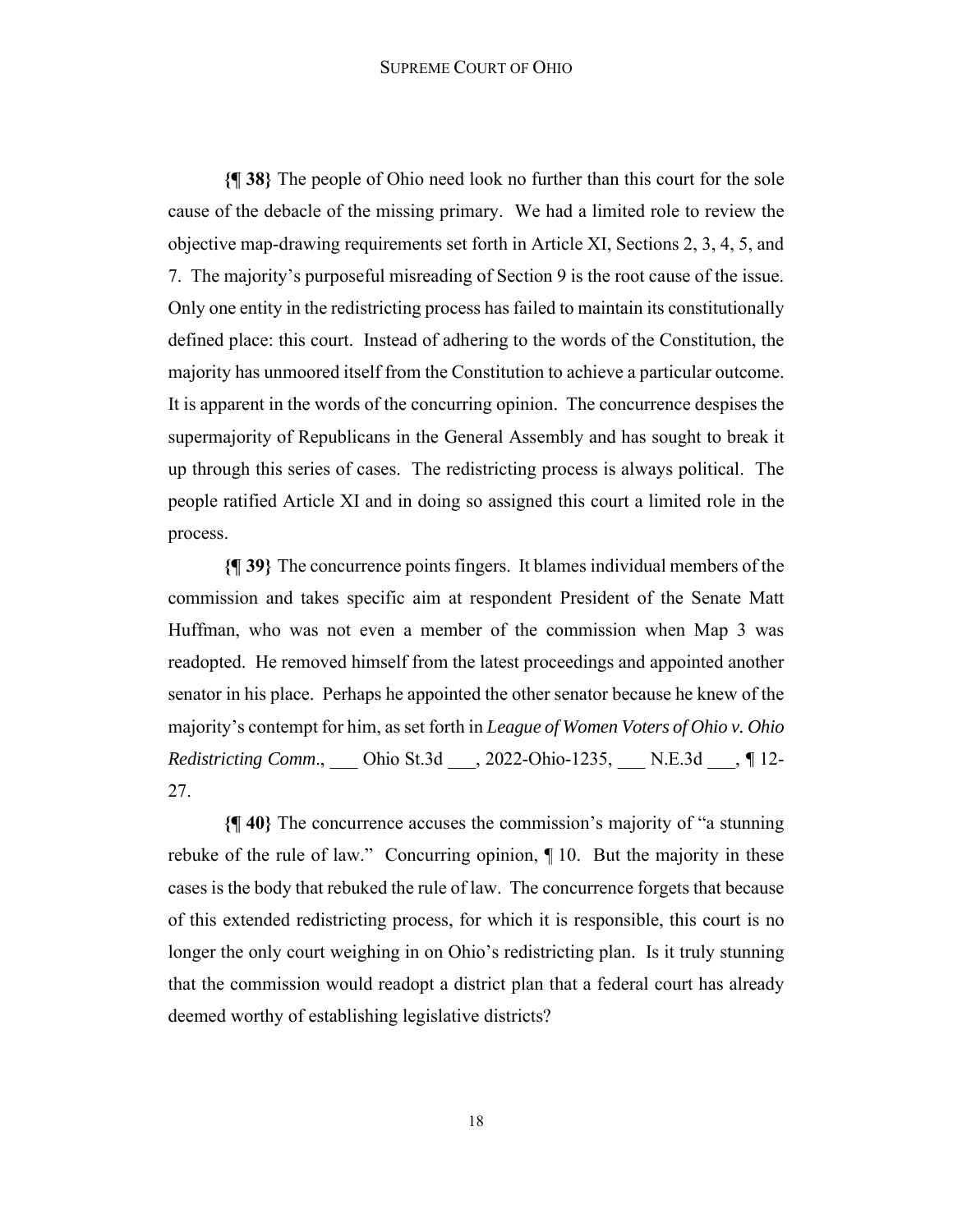**{¶ 38}** The people of Ohio need look no further than this court for the sole cause of the debacle of the missing primary. We had a limited role to review the objective map-drawing requirements set forth in Article XI, Sections 2, 3, 4, 5, and 7. The majority's purposeful misreading of Section 9 is the root cause of the issue. Only one entity in the redistricting process has failed to maintain its constitutionally defined place: this court. Instead of adhering to the words of the Constitution, the majority has unmoored itself from the Constitution to achieve a particular outcome. It is apparent in the words of the concurring opinion. The concurrence despises the supermajority of Republicans in the General Assembly and has sought to break it up through this series of cases. The redistricting process is always political. The people ratified Article XI and in doing so assigned this court a limited role in the process.

**{¶ 39}** The concurrence points fingers. It blames individual members of the commission and takes specific aim at respondent President of the Senate Matt Huffman, who was not even a member of the commission when Map 3 was readopted. He removed himself from the latest proceedings and appointed another senator in his place. Perhaps he appointed the other senator because he knew of the majority's contempt for him, as set forth in *League of Women Voters of Ohio v. Ohio Redistricting Comm.*, ___ Ohio St.3d ___, 2022-Ohio-1235, ___ N.E.3d ___, ¶ 12-27.

**{¶ 40}** The concurrence accuses the commission's majority of "a stunning rebuke of the rule of law." Concurring opinion, ¶ 10. But the majority in these cases is the body that rebuked the rule of law. The concurrence forgets that because of this extended redistricting process, for which it is responsible, this court is no longer the only court weighing in on Ohio's redistricting plan. Is it truly stunning that the commission would readopt a district plan that a federal court has already deemed worthy of establishing legislative districts?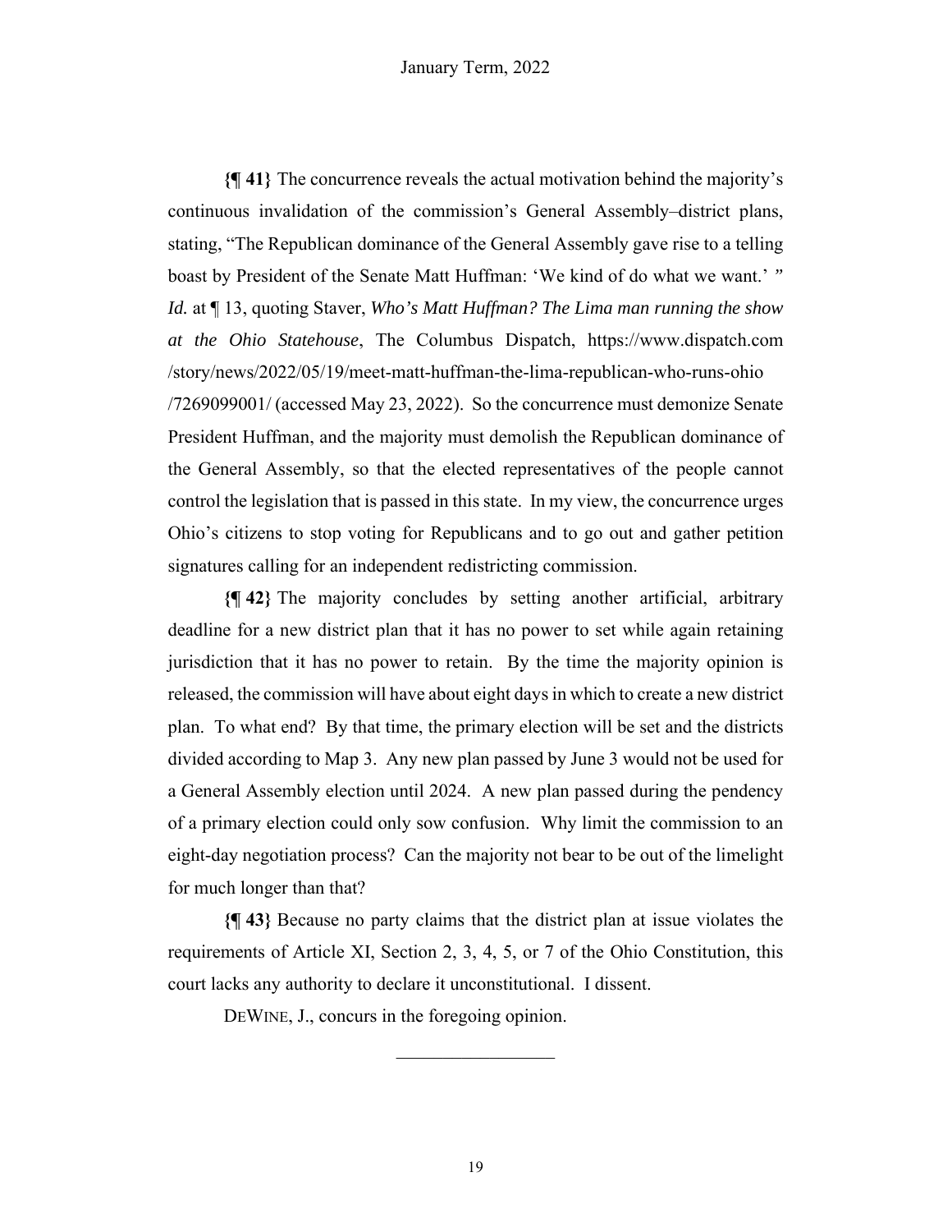**{¶ 41}** The concurrence reveals the actual motivation behind the majority's continuous invalidation of the commission's General Assembly–district plans, stating, "The Republican dominance of the General Assembly gave rise to a telling boast by President of the Senate Matt Huffman: 'We kind of do what we want.' " *Id.* at ¶ 13, quoting Staver, *Who's Matt Huffman? The Lima man running the show at the Ohio Statehouse*, The Columbus Dispatch, https://www.dispatch.com/story/news/2022/05/19/meet-matt-huffman-the-lima-republican-who-runs-ohio/7269099001/ (accessed May 23, 2022). So the concurrence must demonize Senate President Huffman, and the majority must demolish the Republican dominance of the General Assembly, so that the elected representatives of the people cannot control the legislation that is passed in this state. In my view, the concurrence urges Ohio's citizens to stop voting for Republicans and to go out and gather petition signatures calling for an independent redistricting commission.

**{¶ 42}** The majority concludes by setting another artificial, arbitrary deadline for a new district plan that it has no power to set while again retaining jurisdiction that it has no power to retain. By the time the majority opinion is released, the commission will have about eight days in which to create a new district plan. To what end? By that time, the primary election will be set and the districts divided according to Map 3. Any new plan passed by June 3 would not be used for a General Assembly election until 2024. A new plan passed during the pendency of a primary election could only sow confusion. Why limit the commission to an eight-day negotiation process? Can the majority not bear to be out of the limelight for much longer than that?

**{¶ 43}** Because no party claims that the district plan at issue violates the requirements of Article XI, Section 2, 3, 4, 5, or 7 of the Ohio Constitution, this court lacks any authority to declare it unconstitutional. I dissent.

DEWINE, J., concurs in the foregoing opinion.

---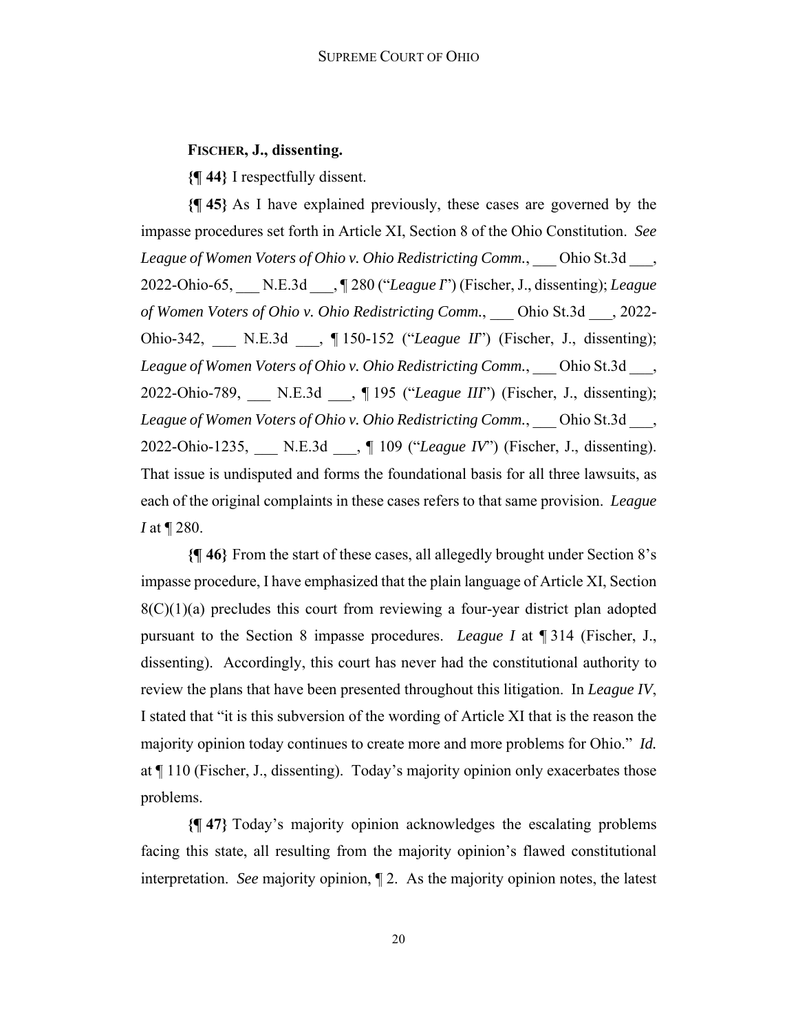**FISCHER, J., dissenting.**

**{¶ 44}** I respectfully dissent.

**{¶ 45}** As I have explained previously, these cases are governed by the impasse procedures set forth in Article XI, Section 8 of the Ohio Constitution. *See League of Women Voters of Ohio v. Ohio Redistricting Comm.*, ___ Ohio St.3d ___, 2022-Ohio-65, ___ N.E.3d ___, ¶ 280 ("*League I*") (Fischer, J., dissenting); *League of Women Voters of Ohio v. Ohio Redistricting Comm.*, ___ Ohio St.3d ___, 2022-Ohio-342, ___ N.E.3d ___, ¶ 150-152 ("*League II*") (Fischer, J., dissenting); *League of Women Voters of Ohio v. Ohio Redistricting Comm.*, ___ Ohio St.3d ___, 2022-Ohio-789, ___ N.E.3d ___, ¶ 195 ("*League III*") (Fischer, J., dissenting); *League of Women Voters of Ohio v. Ohio Redistricting Comm.*, ___ Ohio St.3d ___, 2022-Ohio-1235, ___ N.E.3d ___, ¶ 109 ("*League IV*") (Fischer, J., dissenting). That issue is undisputed and forms the foundational basis for all three lawsuits, as each of the original complaints in these cases refers to that same provision. *League I* at ¶ 280.

**{¶ 46}** From the start of these cases, all allegedly brought under Section 8's impasse procedure, I have emphasized that the plain language of Article XI, Section 8(C)(1)(a) precludes this court from reviewing a four-year district plan adopted pursuant to the Section 8 impasse procedures. *League I* at ¶ 314 (Fischer, J., dissenting). Accordingly, this court has never had the constitutional authority to review the plans that have been presented throughout this litigation. In *League IV*, I stated that "it is this subversion of the wording of Article XI that is the reason the majority opinion today continues to create more and more problems for Ohio." *Id.* at ¶ 110 (Fischer, J., dissenting). Today's majority opinion only exacerbates those problems.

**{¶ 47}** Today's majority opinion acknowledges the escalating problems facing this state, all resulting from the majority opinion's flawed constitutional interpretation. *See* majority opinion, ¶ 2. As the majority opinion notes, the latest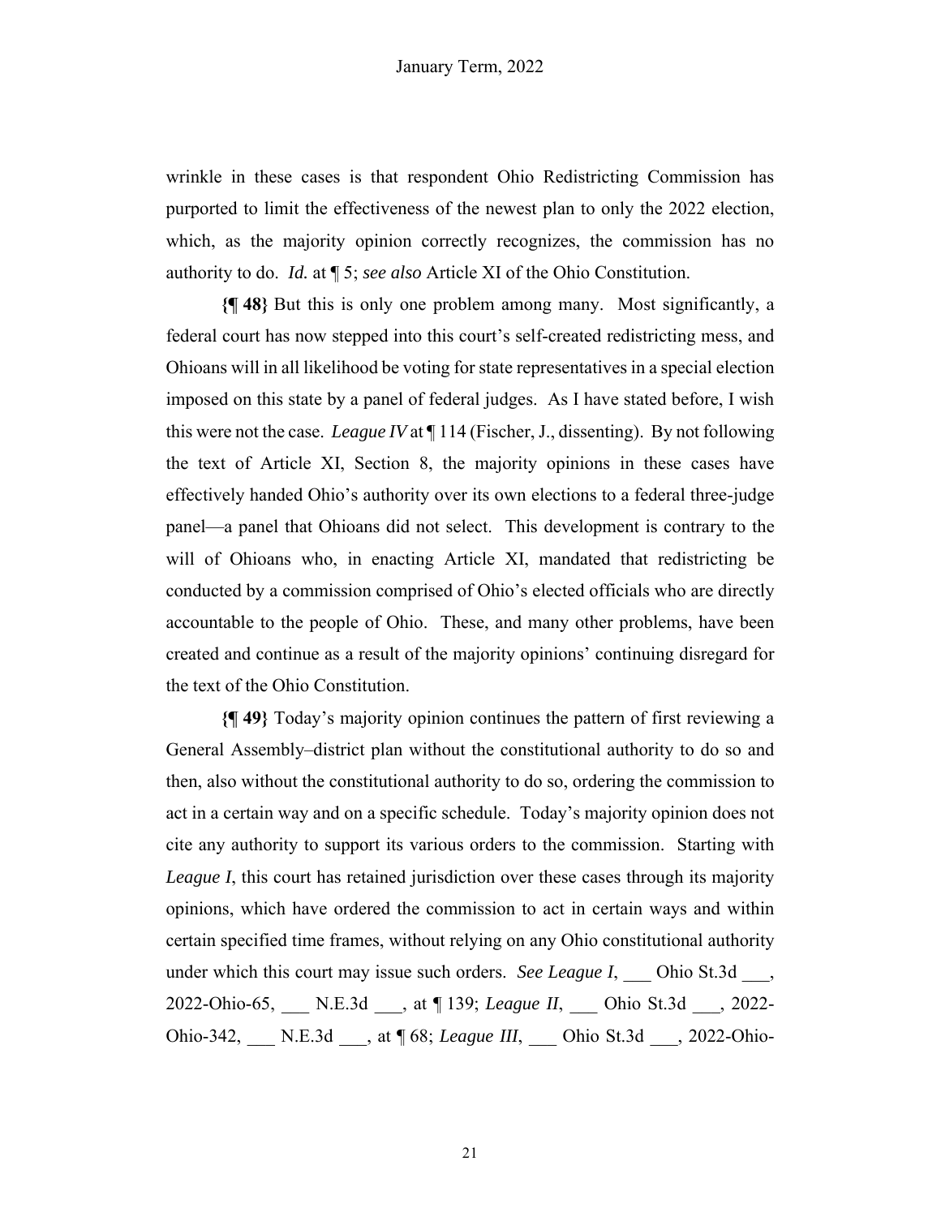wrinkle in these cases is that respondent Ohio Redistricting Commission has purported to limit the effectiveness of the newest plan to only the 2022 election, which, as the majority opinion correctly recognizes, the commission has no authority to do. *Id.* at ¶ 5; *see also* Article XI of the Ohio Constitution.

**{¶ 48}** But this is only one problem among many. Most significantly, a federal court has now stepped into this court's self-created redistricting mess, and Ohioans will in all likelihood be voting for state representatives in a special election imposed on this state by a panel of federal judges. As I have stated before, I wish this were not the case. *League IV* at ¶ 114 (Fischer, J., dissenting). By not following the text of Article XI, Section 8, the majority opinions in these cases have effectively handed Ohio's authority over its own elections to a federal three-judge panel—a panel that Ohioans did not select. This development is contrary to the will of Ohioans who, in enacting Article XI, mandated that redistricting be conducted by a commission comprised of Ohio's elected officials who are directly accountable to the people of Ohio. These, and many other problems, have been created and continue as a result of the majority opinions' continuing disregard for the text of the Ohio Constitution.

**{¶ 49}** Today's majority opinion continues the pattern of first reviewing a General Assembly–district plan without the constitutional authority to do so and then, also without the constitutional authority to do so, ordering the commission to act in a certain way and on a specific schedule. Today's majority opinion does not cite any authority to support its various orders to the commission. Starting with *League I*, this court has retained jurisdiction over these cases through its majority opinions, which have ordered the commission to act in certain ways and within certain specified time frames, without relying on any Ohio constitutional authority under which this court may issue such orders. *See League I*, ___ Ohio St.3d ___, 2022-Ohio-65, ___ N.E.3d ___, at ¶ 139; *League II*, ___ Ohio St.3d ___, 2022-Ohio-342, ___ N.E.3d ___, at ¶ 68; *League III*, ___ Ohio St.3d ___, 2022-Ohio-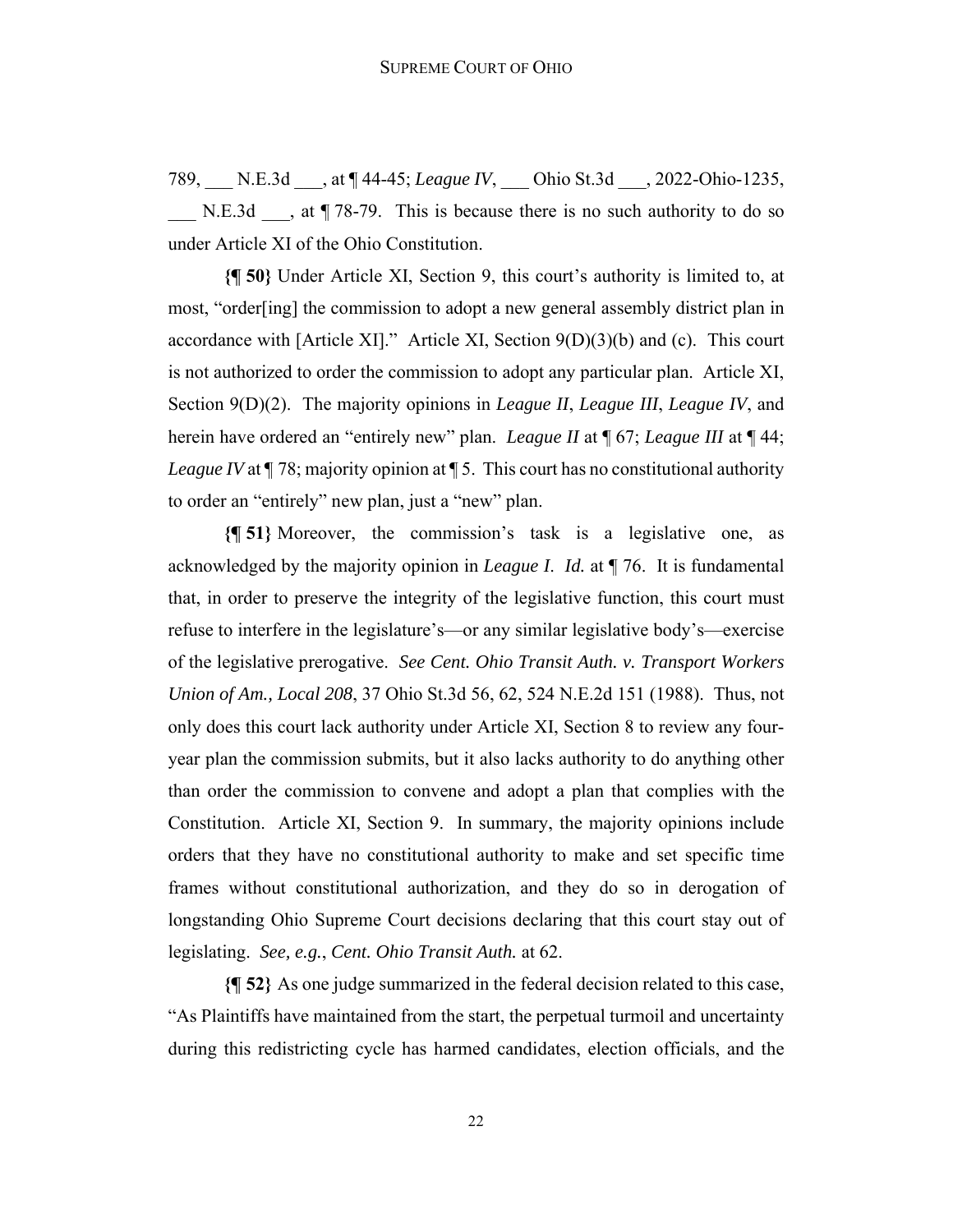789, ___ N.E.3d ___, at ¶ 44-45; *League IV*, ___ Ohio St.3d ___, 2022-Ohio-1235, ___ N.E.3d ___, at ¶ 78-79. This is because there is no such authority to do so under Article XI of the Ohio Constitution.

**{¶ 50}** Under Article XI, Section 9, this court's authority is limited to, at most, "order[ing] the commission to adopt a new general assembly district plan in accordance with [Article XI]." Article XI, Section 9(D)(3)(b) and (c). This court is not authorized to order the commission to adopt any particular plan. Article XI, Section 9(D)(2). The majority opinions in *League II*, *League III*, *League IV*, and herein have ordered an "entirely new" plan. *League II* at ¶ 67; *League III* at ¶ 44; *League IV* at ¶ 78; majority opinion at ¶ 5. This court has no constitutional authority to order an "entirely" new plan, just a "new" plan.

**{¶ 51}** Moreover, the commission's task is a legislative one, as acknowledged by the majority opinion in *League I*. *Id.* at ¶ 76. It is fundamental that, in order to preserve the integrity of the legislative function, this court must refuse to interfere in the legislature's—or any similar legislative body's—exercise of the legislative prerogative. *See Cent. Ohio Transit Auth. v. Transport Workers Union of Am., Local 208*, 37 Ohio St.3d 56, 62, 524 N.E.2d 151 (1988). Thus, not only does this court lack authority under Article XI, Section 8 to review any four-year plan the commission submits, but it also lacks authority to do anything other than order the commission to convene and adopt a plan that complies with the Constitution. Article XI, Section 9. In summary, the majority opinions include orders that they have no constitutional authority to make and set specific time frames without constitutional authorization, and they do so in derogation of longstanding Ohio Supreme Court decisions declaring that this court stay out of legislating. *See, e.g.*, *Cent. Ohio Transit Auth.* at 62.

**{¶ 52}** As one judge summarized in the federal decision related to this case, "As Plaintiffs have maintained from the start, the perpetual turmoil and uncertainty during this redistricting cycle has harmed candidates, election officials, and the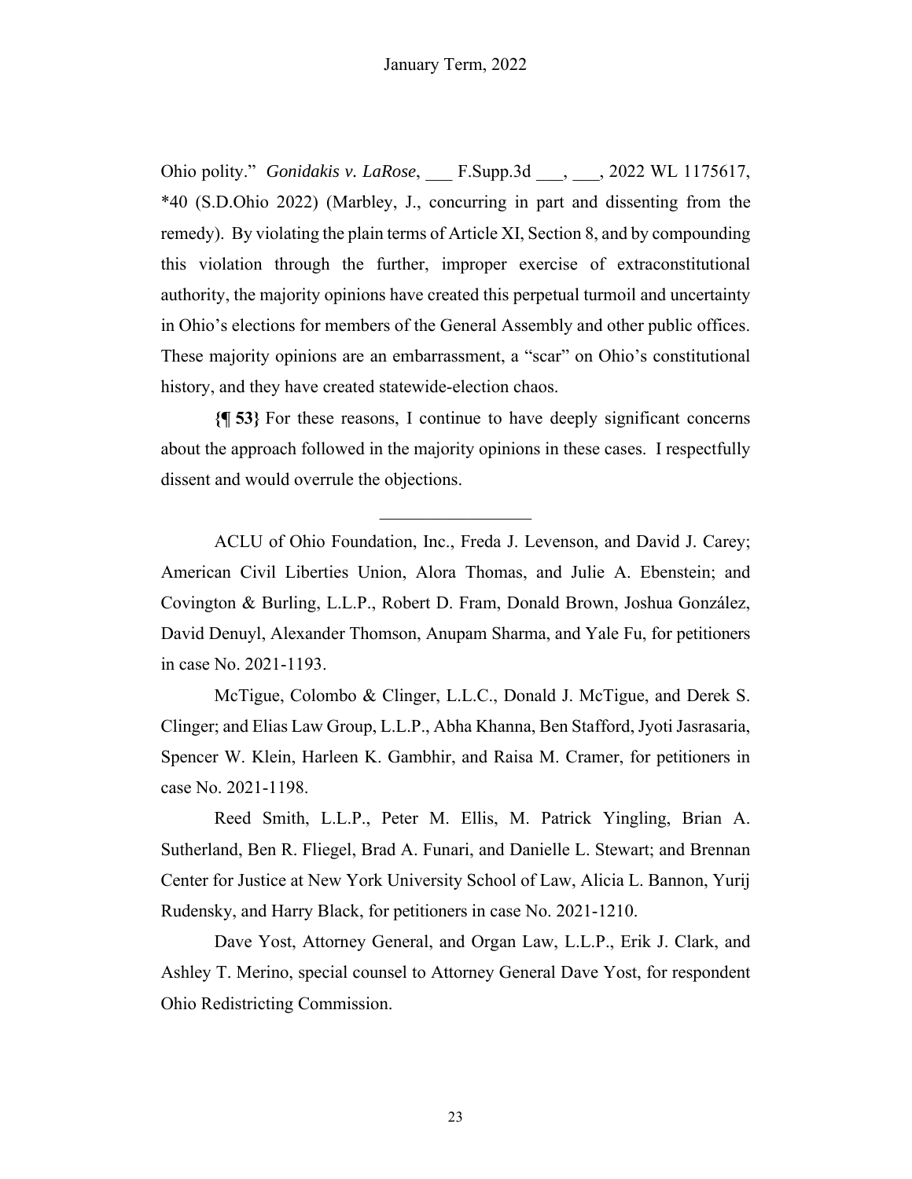Ohio polity." *Gonidakis v. LaRose*, ___ F.Supp.3d ___, ___, 2022 WL 1175617, *40 (S.D.Ohio 2022) (Marbley, J., concurring in part and dissenting from the remedy). By violating the plain terms of Article XI, Section 8, and by compounding this violation through the further, improper exercise of extraconstitutional authority, the majority opinions have created this perpetual turmoil and uncertainty in Ohio's elections for members of the General Assembly and other public offices. These majority opinions are an embarrassment, a "scar" on Ohio's constitutional history, and they have created statewide-election chaos.

**{¶ 53}** For these reasons, I continue to have deeply significant concerns about the approach followed in the majority opinions in these cases. I respectfully dissent and would overrule the objections.

---

ACLU of Ohio Foundation, Inc., Freda J. Levenson, and David J. Carey; American Civil Liberties Union, Alora Thomas, and Julie A. Ebenstein; and Covington & Burling, L.L.P., Robert D. Fram, Donald Brown, Joshua González, David Denuyl, Alexander Thomson, Anupam Sharma, and Yale Fu, for petitioners in case No. 2021-1193.

McTigue, Colombo & Clinger, L.L.C., Donald J. McTigue, and Derek S. Clinger; and Elias Law Group, L.L.P., Abha Khanna, Ben Stafford, Jyoti Jasrasaria, Spencer W. Klein, Harleen K. Gambhir, and Raisa M. Cramer, for petitioners in case No. 2021-1198.

Reed Smith, L.L.P., Peter M. Ellis, M. Patrick Yingling, Brian A. Sutherland, Ben R. Fliegel, Brad A. Funari, and Danielle L. Stewart; and Brennan Center for Justice at New York University School of Law, Alicia L. Bannon, Yurij Rudensky, and Harry Black, for petitioners in case No. 2021-1210.

Dave Yost, Attorney General, and Organ Law, L.L.P., Erik J. Clark, and Ashley T. Merino, special counsel to Attorney General Dave Yost, for respondent Ohio Redistricting Commission.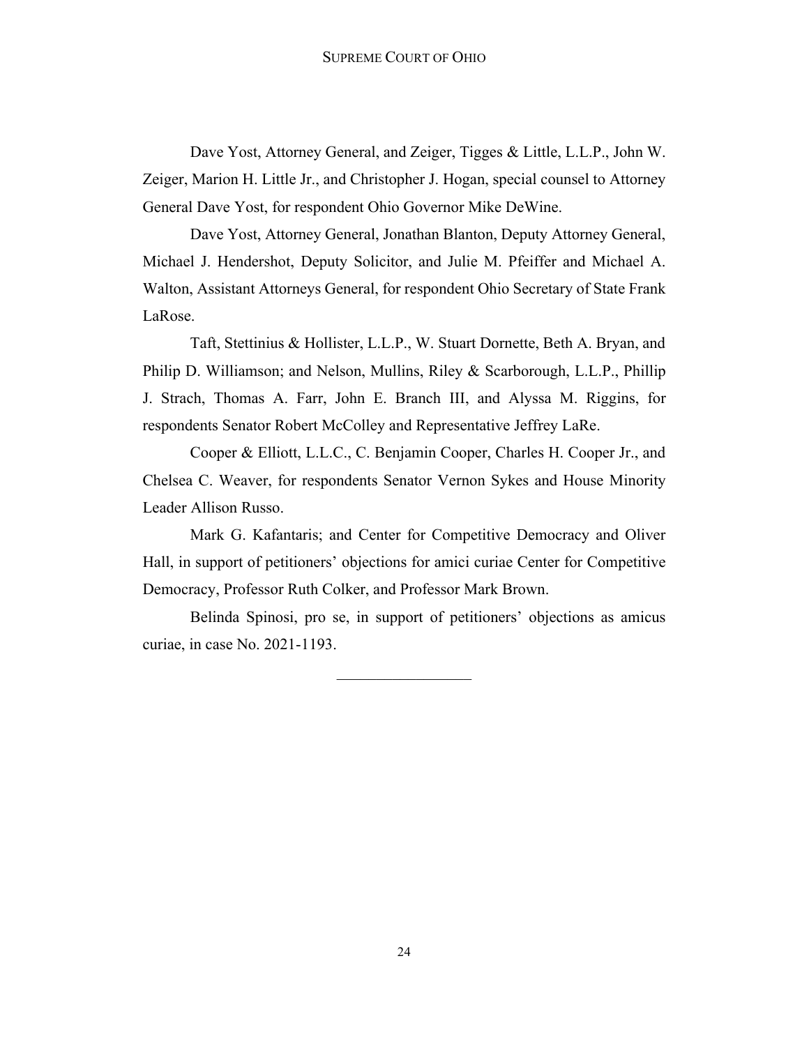Dave Yost, Attorney General, and Zeiger, Tigges & Little, L.L.P., John W. Zeiger, Marion H. Little Jr., and Christopher J. Hogan, special counsel to Attorney General Dave Yost, for respondent Ohio Governor Mike DeWine.

Dave Yost, Attorney General, Jonathan Blanton, Deputy Attorney General, Michael J. Hendershot, Deputy Solicitor, and Julie M. Pfeiffer and Michael A. Walton, Assistant Attorneys General, for respondent Ohio Secretary of State Frank LaRose.

Taft, Stettinius & Hollister, L.L.P., W. Stuart Dornette, Beth A. Bryan, and Philip D. Williamson; and Nelson, Mullins, Riley & Scarborough, L.L.P., Phillip J. Strach, Thomas A. Farr, John E. Branch III, and Alyssa M. Riggins, for respondents Senator Robert McColley and Representative Jeffrey LaRe.

Cooper & Elliott, L.L.C., C. Benjamin Cooper, Charles H. Cooper Jr., and Chelsea C. Weaver, for respondents Senator Vernon Sykes and House Minority Leader Allison Russo.

Mark G. Kafantaris; and Center for Competitive Democracy and Oliver Hall, in support of petitioners' objections for amici curiae Center for Competitive Democracy, Professor Ruth Colker, and Professor Mark Brown.

Belinda Spinosi, pro se, in support of petitioners' objections as amicus curiae, in case No. 2021-1193.

\_\_\_\_\_\_\_\_\_\_\_\_\_\_\_\_\_